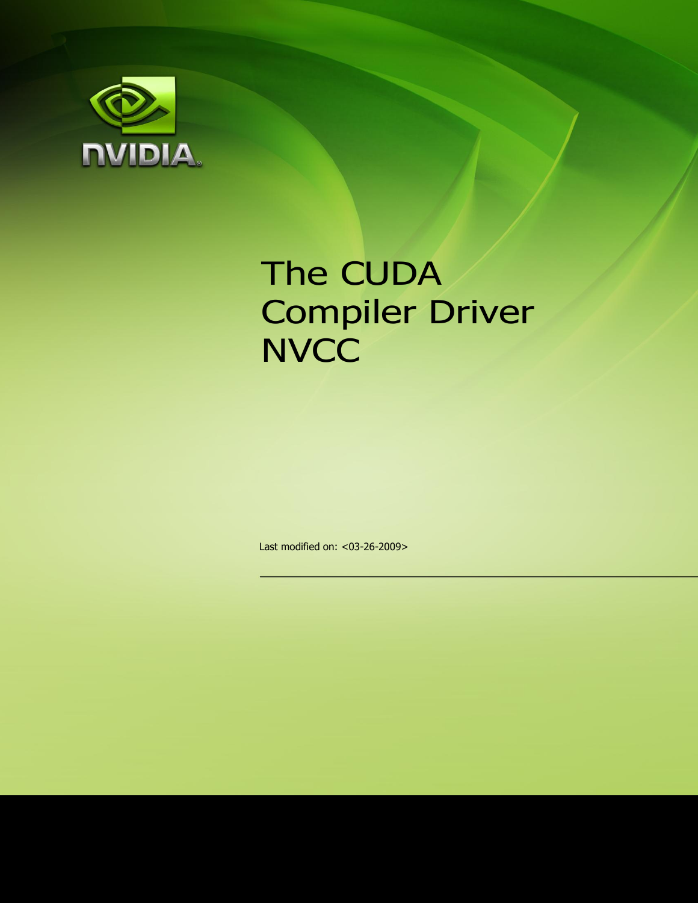# The CUDA Compiler Driver NVCC

Last modified on: <03-26-2009>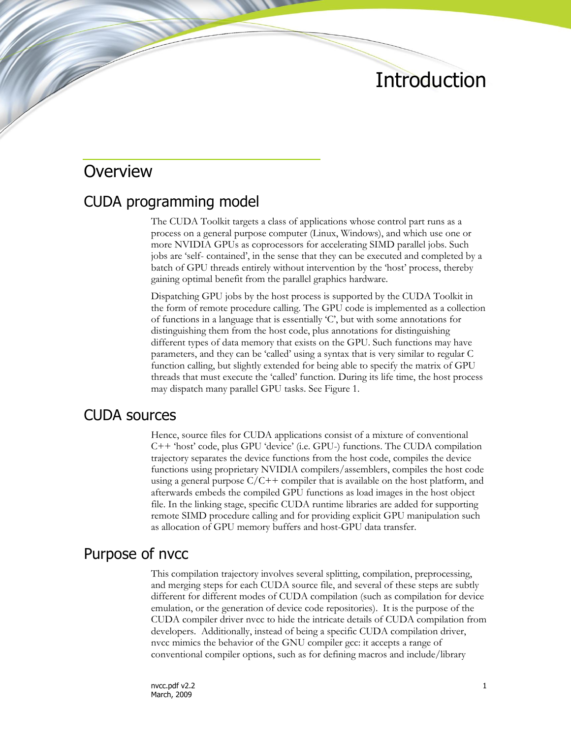# Introduction

## Overview

### CUDA programming model

The CUDA Toolkit targets a class of applications whose control part runs as a process on a general purpose computer (Linux, Windows), and which use one or more NVIDIA GPUs as coprocessors for accelerating SIMD parallel jobs. Such jobs are 'self- contained', in the sense that they can be executed and completed by a batch of GPU threads entirely without intervention by the 'host' process, thereby gaining optimal benefit from the parallel graphics hardware.

Dispatching GPU jobs by the host process is supported by the CUDA Toolkit in the form of remote procedure calling. The GPU code is implemented as a collection of functions in a language that is essentially 'C', but with some annotations for distinguishing them from the host code, plus annotations for distinguishing different types of data memory that exists on the GPU. Such functions may have parameters, and they can be 'called' using a syntax that is very similar to regular C function calling, but slightly extended for being able to specify the matrix of GPU threads that must execute the 'called' function. During its life time, the host process may dispatch many parallel GPU tasks. See Figure 1.

### CUDA sources

Hence, source files for CUDA applications consist of a mixture of conventional C++ 'host' code, plus GPU 'device' (i.e. GPU-) functions. The CUDA compilation trajectory separates the device functions from the host code, compiles the device functions using proprietary NVIDIA compilers/assemblers, compiles the host code using a general purpose C/C++ compiler that is available on the host platform, and afterwards embeds the compiled GPU functions as load images in the host object file. In the linking stage, specific CUDA runtime libraries are added for supporting remote SIMD procedure calling and for providing explicit GPU manipulation such as allocation of GPU memory buffers and host-GPU data transfer.

### Purpose of nvcc

This compilation trajectory involves several splitting, compilation, preprocessing, and merging steps for each CUDA source file, and several of these steps are subtly different for different modes of CUDA compilation (such as compilation for device emulation, or the generation of device code repositories). It is the purpose of the CUDA compiler driver nvcc to hide the intricate details of CUDA compilation from developers. Additionally, instead of being a specific CUDA compilation driver, nvcc mimics the behavior of the GNU compiler gcc: it accepts a range of conventional compiler options, such as for defining macros and include/library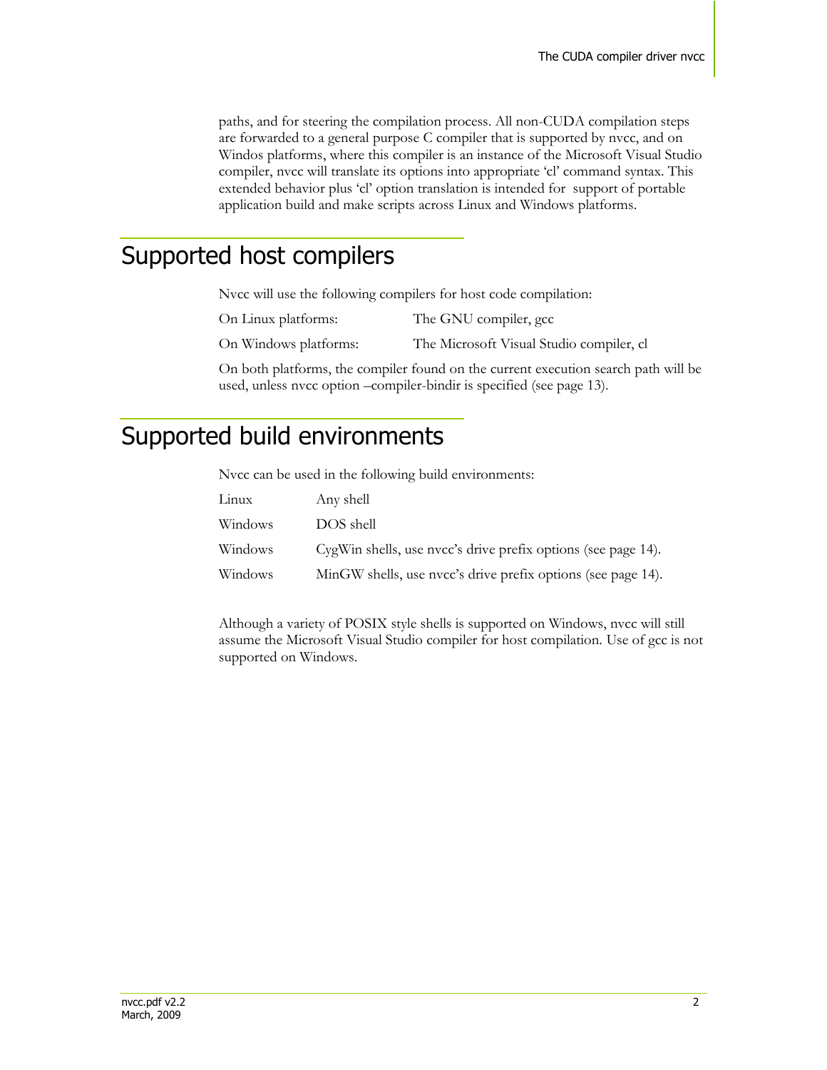paths, and for steering the compilation process. All non-CUDA compilation steps are forwarded to a general purpose C compiler that is supported by nvcc, and on Windos platforms, where this compiler is an instance of the Microsoft Visual Studio compiler, nvcc will translate its options into appropriate 'cl' command syntax. This extended behavior plus 'cl' option translation is intended for support of portable application build and make scripts across Linux and Windows platforms.

# Supported host compilers

Nvcc will use the following compilers for host code compilation:

| | |
|---|---|
| On Linux platforms: | The GNU compiler, gcc |
| On Windows platforms: | The Microsoft Visual Studio compiler, cl |

On both platforms, the compiler found on the current execution search path will be used, unless nvcc option –compiler-bindir is specified (see page 13).

# Supported build environments

Nvcc can be used in the following build environments:

| | |
|---|---|
| Linux | Any shell |
| Windows | DOS shell |
| Windows | CygWin shells, use nvcc's drive prefix options (see page 14). |
| Windows | MinGW shells, use nvcc's drive prefix options (see page 14). |

Although a variety of POSIX style shells is supported on Windows, nvcc will still assume the Microsoft Visual Studio compiler for host compilation. Use of gcc is not supported on Windows.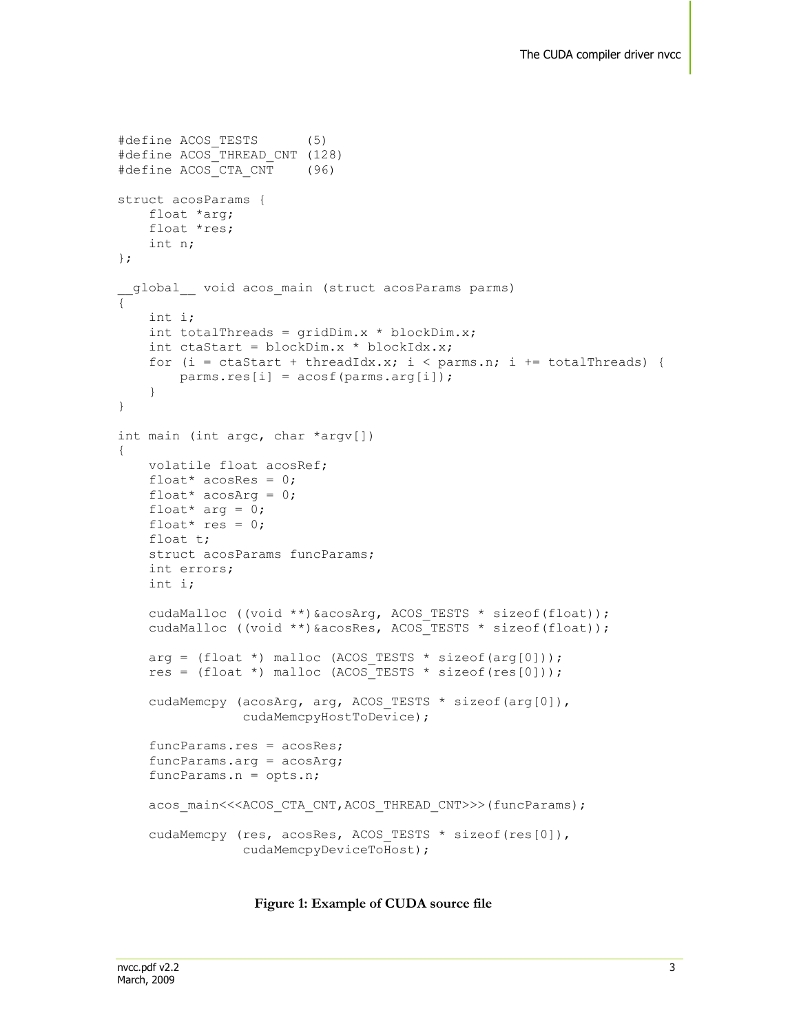```
#define ACOS_TESTS      (5)
#define ACOS_THREAD_CNT (128)
#define ACOS_CTA_CNT    (96)

struct acosParams {
    float *arg;
    float *res;
    int n;
};

__global__ void acos_main (struct acosParams parms)
{
    int i;
    int totalThreads = gridDim.x * blockDim.x;
    int ctaStart = blockDim.x * blockIdx.x;
    for (i = ctaStart + threadIdx.x; i < parms.n; i += totalThreads) {
        parms.res[i] = acosf(parms.arg[i]);
    }
}

int main (int argc, char *argv[])
{
    volatile float acosRef;
    float* acosRes = 0;
    float* acosArg = 0;
    float* arg = 0;
    float* res = 0;
    float t;
    struct acosParams funcParams;
    int errors;
    int i;

    cudaMalloc ((void **)&acosArg, ACOS_TESTS * sizeof(float));
    cudaMalloc ((void **)&acosRes, ACOS_TESTS * sizeof(float));

    arg = (float *) malloc (ACOS_TESTS * sizeof(arg[0]));
    res = (float *) malloc (ACOS_TESTS * sizeof(res[0]));

    cudaMemcpy (acosArg, arg, ACOS_TESTS * sizeof(arg[0]),
                cudaMemcpyHostToDevice);

    funcParams.res = acosRes;
    funcParams.arg = acosArg;
    funcParams.n = opts.n;

    acos_main<<<ACOS_CTA_CNT,ACOS_THREAD_CNT>>>(funcParams);

    cudaMemcpy (res, acosRes, ACOS_TESTS * sizeof(res[0]),
                cudaMemcpyDeviceToHost);
```

**Figure 1: Example of CUDA source file**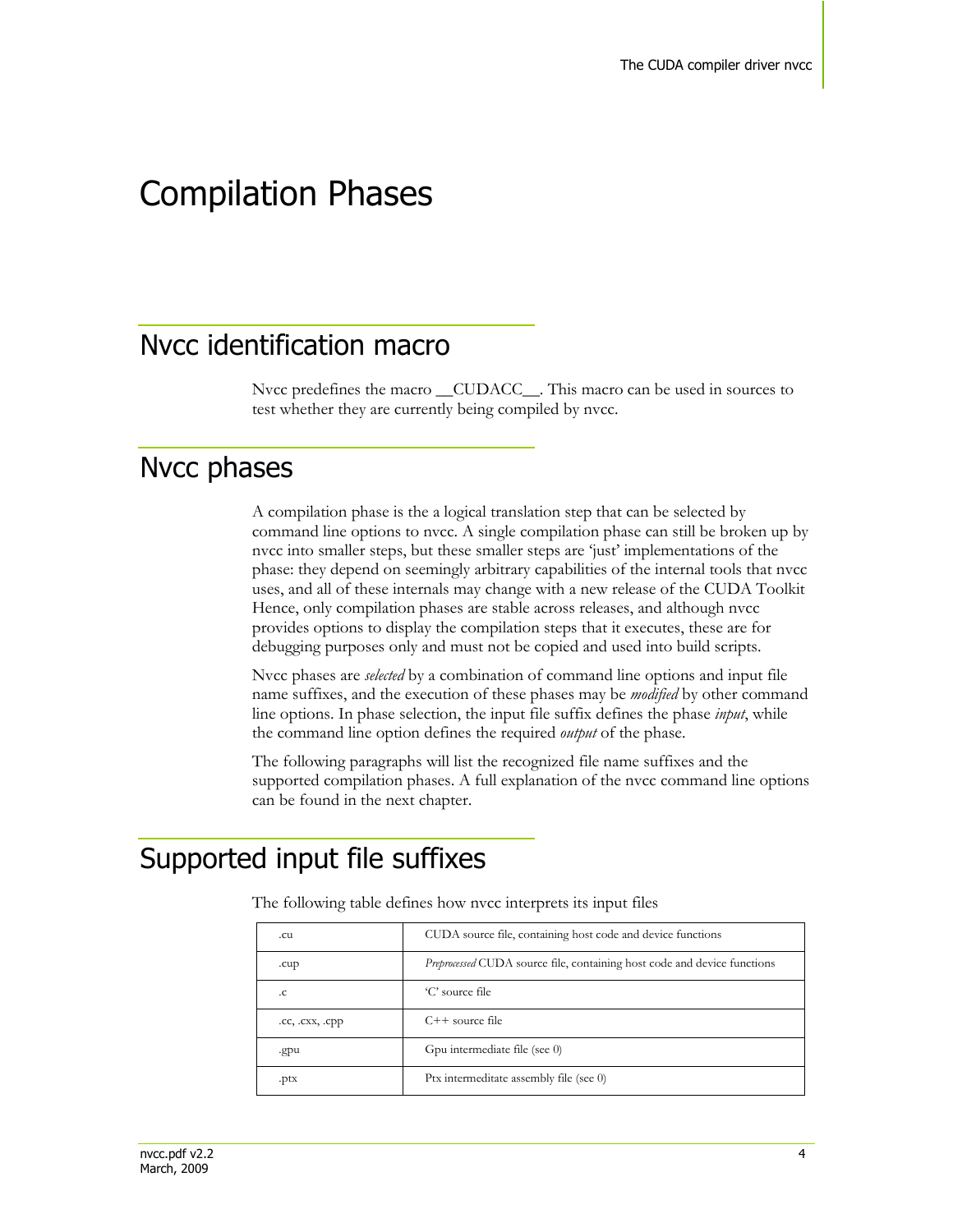# Compilation Phases

## Nvcc identification macro

Nvcc predefines the macro __CUDACC__. This macro can be used in sources to test whether they are currently being compiled by nvcc.

## Nvcc phases

A compilation phase is the a logical translation step that can be selected by command line options to nvcc. A single compilation phase can still be broken up by nvcc into smaller steps, but these smaller steps are 'just' implementations of the phase: they depend on seemingly arbitrary capabilities of the internal tools that nvcc uses, and all of these internals may change with a new release of the CUDA Toolkit Hence, only compilation phases are stable across releases, and although nvcc provides options to display the compilation steps that it executes, these are for debugging purposes only and must not be copied and used into build scripts.

Nvcc phases are *selected* by a combination of command line options and input file name suffixes, and the execution of these phases may be *modified* by other command line options. In phase selection, the input file suffix defines the phase *input*, while the command line option defines the required *output* of the phase.

The following paragraphs will list the recognized file name suffixes and the supported compilation phases. A full explanation of the nvcc command line options can be found in the next chapter.

## Supported input file suffixes

The following table defines how nvcc interprets its input files

| | |
|---|---|
| .cu | CUDA source file, containing host code and device functions |
| .cup | *Preprocessed* CUDA source file, containing host code and device functions |
| .c | 'C' source file |
| .cc, .cxx, .cpp | C++ source file |
| .gpu | Gpu intermediate file (see 0) |
| .ptx | Ptx intermeditate assembly file (see 0) |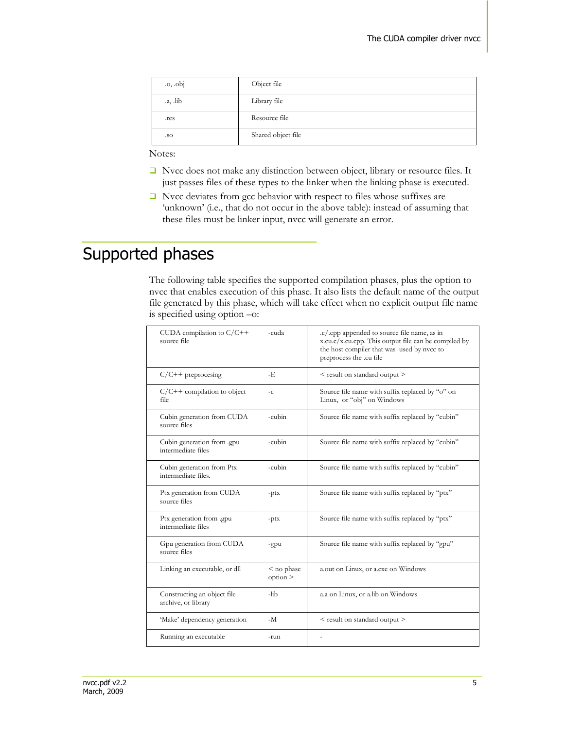| | |
|---|---|
| .o, .obj | Object file |
| .a, .lib | Library file |
| .res | Resource file |
| .so | Shared object file |

Notes:

- Nvcc does not make any distinction between object, library or resource files. It just passes files of these types to the linker when the linking phase is executed.
- Nvcc deviates from gcc behavior with respect to files whose suffixes are 'unknown' (i.e., that do not occur in the above table): instead of assuming that these files must be linker input, nvcc will generate an error.

# Supported phases

The following table specifies the supported compilation phases, plus the option to nvcc that enables execution of this phase. It also lists the default name of the output file generated by this phase, which will take effect when no explicit output file name is specified using option –o:

| | | |
|---|---|---|
| CUDA compilation to C/C++ source file | -cuda | .c/.cpp appended to source file name, as in x.cu.c/x.cu.cpp. This output file can be compiled by the host compiler that was used by nvcc to preprocess the .cu file |
| C/C++ preprocesing | -E | < result on standard output > |
| C/C++ compilation to object file | -c | Source file name with suffix replaced by "o" on Linux, or "obj" on Windows |
| Cubin generation from CUDA source files | -cubin | Source file name with suffix replaced by "cubin" |
| Cubin generation from .gpu intermediate files | -cubin | Source file name with suffix replaced by "cubin" |
| Cubin generation from Ptx intermediate files. | -cubin | Source file name with suffix replaced by "cubin" |
| Ptx generation from CUDA source files | -ptx | Source file name with suffix replaced by "ptx" |
| Ptx generation from .gpu intermediate files | -ptx | Source file name with suffix replaced by "ptx" |
| Gpu generation from CUDA source files | -gpu | Source file name with suffix replaced by "gpu" |
| Linking an executable, or dll | < no phase option > | a.out on Linux, or a.exe on Windows |
| Constructing an object file archive, or library | -lib | a.a on Linux, or a.lib on Windows |
| 'Make' dependency generation | -M | < result on standard output > |
| Running an executable | -run | - |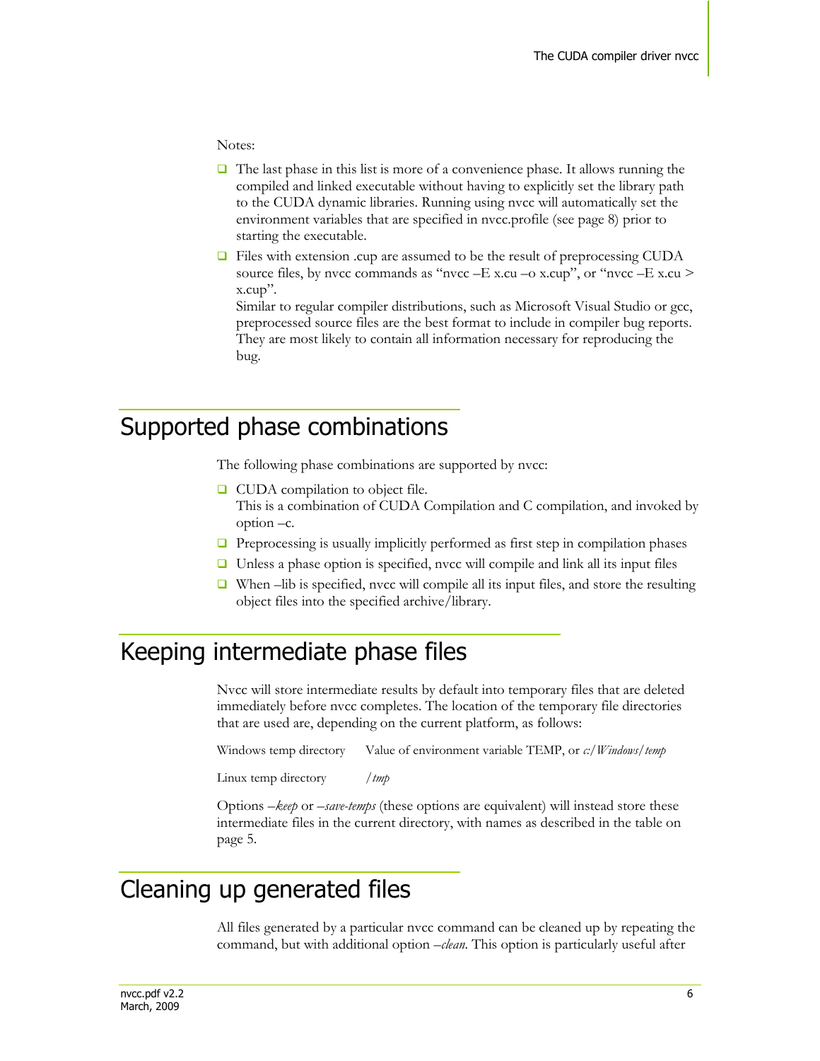Notes:

- The last phase in this list is more of a convenience phase. It allows running the compiled and linked executable without having to explicitly set the library path to the CUDA dynamic libraries. Running using nvcc will automatically set the environment variables that are specified in nvcc.profile (see page 8) prior to starting the executable.
- Files with extension .cup are assumed to be the result of preprocessing CUDA source files, by nvcc commands as "nvcc –E x.cu –o x.cup", or "nvcc –E x.cu > x.cup".
  Similar to regular compiler distributions, such as Microsoft Visual Studio or gcc, preprocessed source files are the best format to include in compiler bug reports. They are most likely to contain all information necessary for reproducing the bug.

# Supported phase combinations

The following phase combinations are supported by nvcc:

- CUDA compilation to object file.
  This is a combination of CUDA Compilation and C compilation, and invoked by option –c.
- Preprocessing is usually implicitly performed as first step in compilation phases
- Unless a phase option is specified, nvcc will compile and link all its input files
- When –lib is specified, nvcc will compile all its input files, and store the resulting object files into the specified archive/library.

# Keeping intermediate phase files

Nvcc will store intermediate results by default into temporary files that are deleted immediately before nvcc completes. The location of the temporary file directories that are used are, depending on the current platform, as follows:

| | |
|---|---|
| Windows temp directory | Value of environment variable TEMP, or *c:/Windows/temp* |
| Linux temp directory | */tmp* |

Options *–keep* or *–save-temps* (these options are equivalent) will instead store these intermediate files in the current directory, with names as described in the table on page 5.

# Cleaning up generated files

All files generated by a particular nvcc command can be cleaned up by repeating the command, but with additional option *–clean*. This option is particularly useful after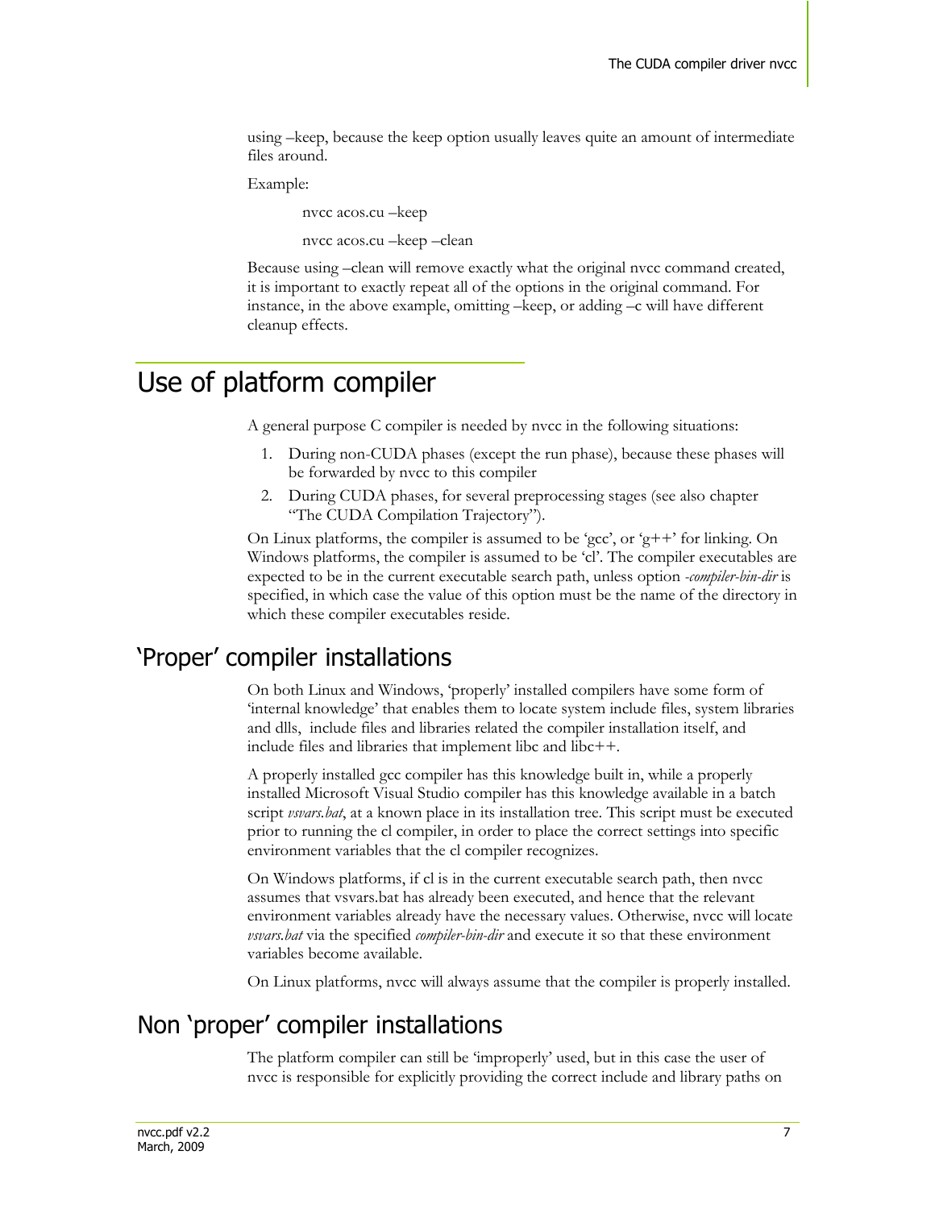using –keep, because the keep option usually leaves quite an amount of intermediate files around.

Example:

```
nvcc acos.cu –keep

nvcc acos.cu –keep –clean
```

Because using –clean will remove exactly what the original nvcc command created, it is important to exactly repeat all of the options in the original command. For instance, in the above example, omitting –keep, or adding –c will have different cleanup effects.

# Use of platform compiler

A general purpose C compiler is needed by nvcc in the following situations:

1. During non-CUDA phases (except the run phase), because these phases will be forwarded by nvcc to this compiler
2. During CUDA phases, for several preprocessing stages (see also chapter "The CUDA Compilation Trajectory").

On Linux platforms, the compiler is assumed to be 'gcc', or 'g++' for linking. On Windows platforms, the compiler is assumed to be 'cl'. The compiler executables are expected to be in the current executable search path, unless option *-compiler-bin-dir* is specified, in which case the value of this option must be the name of the directory in which these compiler executables reside.

## 'Proper' compiler installations

On both Linux and Windows, 'properly' installed compilers have some form of 'internal knowledge' that enables them to locate system include files, system libraries and dlls, include files and libraries related the compiler installation itself, and include files and libraries that implement libc and libc++.

A properly installed gcc compiler has this knowledge built in, while a properly installed Microsoft Visual Studio compiler has this knowledge available in a batch script *vsvars.bat*, at a known place in its installation tree. This script must be executed prior to running the cl compiler, in order to place the correct settings into specific environment variables that the cl compiler recognizes.

On Windows platforms, if cl is in the current executable search path, then nvcc assumes that vsvars.bat has already been executed, and hence that the relevant environment variables already have the necessary values. Otherwise, nvcc will locate *vsvars.bat* via the specified *compiler-bin-dir* and execute it so that these environment variables become available.

On Linux platforms, nvcc will always assume that the compiler is properly installed.

## Non 'proper' compiler installations

The platform compiler can still be 'improperly' used, but in this case the user of nvcc is responsible for explicitly providing the correct include and library paths on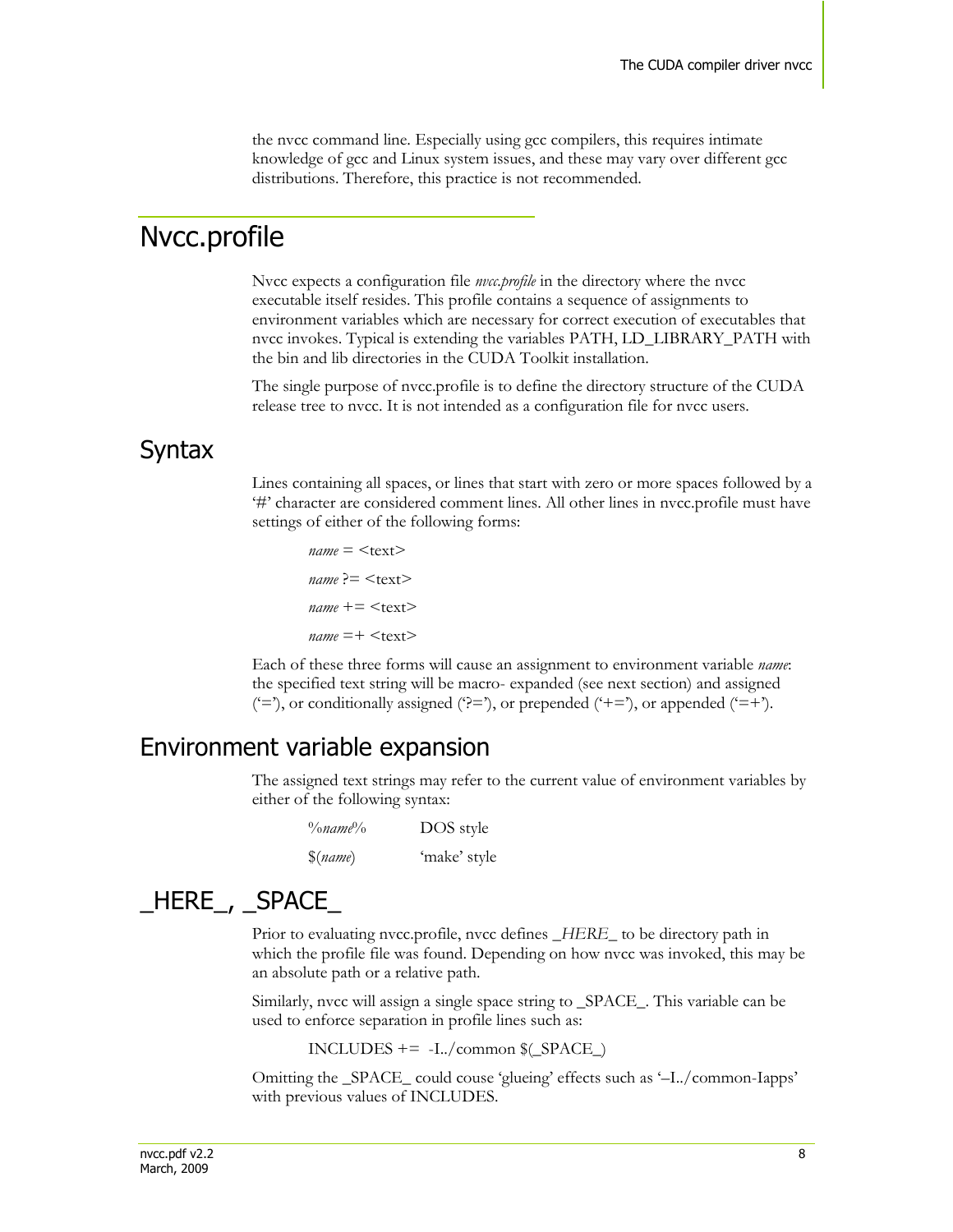the nvcc command line. Especially using gcc compilers, this requires intimate knowledge of gcc and Linux system issues, and these may vary over different gcc distributions. Therefore, this practice is not recommended.

# Nvcc.profile

Nvcc expects a configuration file *nvcc.profile* in the directory where the nvcc executable itself resides. This profile contains a sequence of assignments to environment variables which are necessary for correct execution of executables that nvcc invokes. Typical is extending the variables PATH, LD_LIBRARY_PATH with the bin and lib directories in the CUDA Toolkit installation.

The single purpose of nvcc.profile is to define the directory structure of the CUDA release tree to nvcc. It is not intended as a configuration file for nvcc users.

## Syntax

Lines containing all spaces, or lines that start with zero or more spaces followed by a '#' character are considered comment lines. All other lines in nvcc.profile must have settings of either of the following forms:

*name* = <text>

*name* ?= <text>

*name* += <text>

*name* =+ <text>

Each of these three forms will cause an assignment to environment variable *name*: the specified text string will be macro- expanded (see next section) and assigned ('='), or conditionally assigned ('?='), or prepended ('+='), or appended ('=+').

## Environment variable expansion

The assigned text strings may refer to the current value of environment variables by either of the following syntax:

| | |
|---|---|
| %*name*% | DOS style |
| $(*name*) | 'make' style |

## _HERE_, _SPACE_

Prior to evaluating nvcc.profile, nvcc defines *_HERE_* to be directory path in which the profile file was found. Depending on how nvcc was invoked, this may be an absolute path or a relative path.

Similarly, nvcc will assign a single space string to _SPACE_. This variable can be used to enforce separation in profile lines such as:

```
INCLUDES +=  -I../common $(_SPACE_)
```

Omitting the _SPACE_ could couse 'glueing' effects such as '–I../common-Iapps' with previous values of INCLUDES.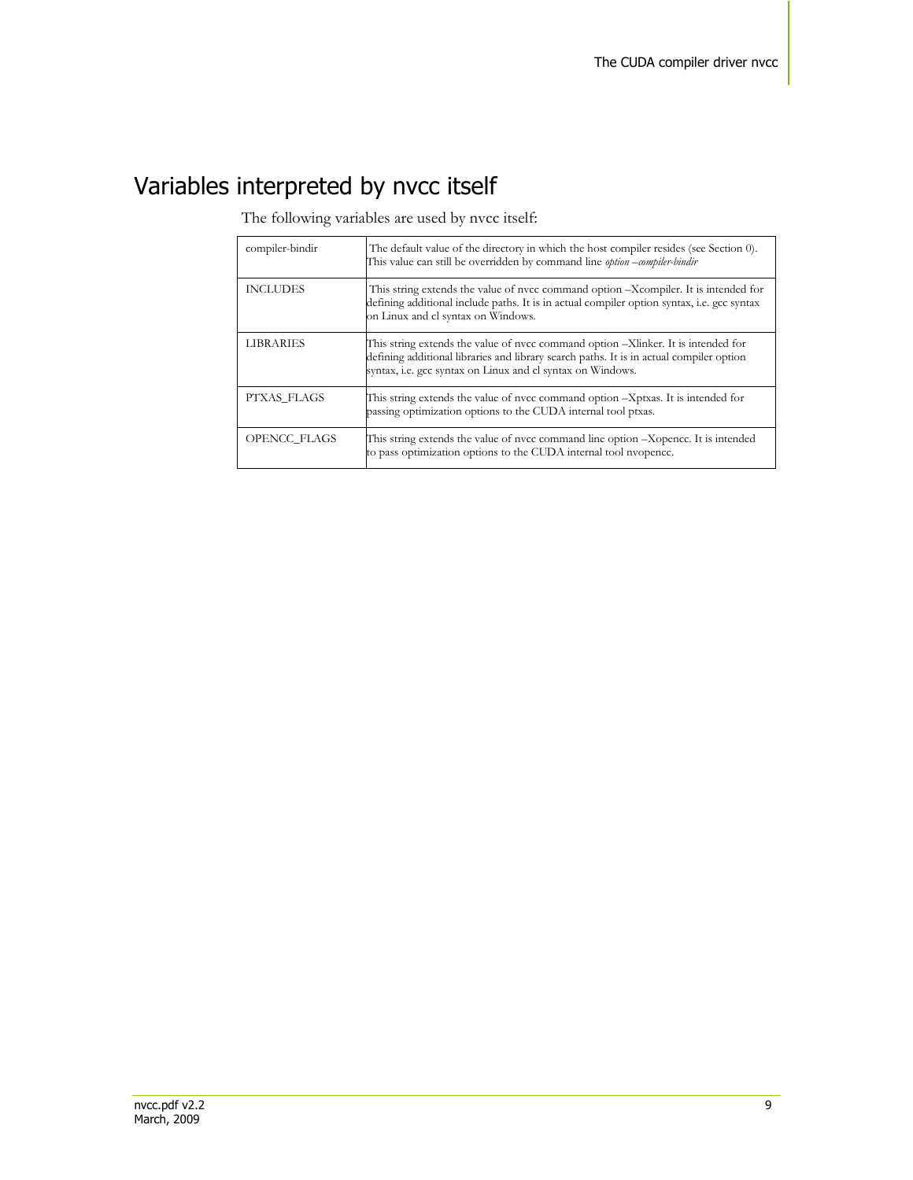# Variables interpreted by nvcc itself

The following variables are used by nvcc itself:

| | |
|---|---|
| compiler-bindir | The default value of the directory in which the host compiler resides (see Section 0). This value can still be overridden by command line *option –compiler-bindir* |
| INCLUDES | This string extends the value of nvcc command option –Xcompiler. It is intended for defining additional include paths. It is in actual compiler option syntax, i.e. gcc syntax on Linux and cl syntax on Windows. |
| LIBRARIES | This string extends the value of nvcc command option –Xlinker. It is intended for defining additional libraries and library search paths. It is in actual compiler option syntax, i.e. gcc syntax on Linux and cl syntax on Windows. |
| PTXAS_FLAGS | This string extends the value of nvcc command option –Xptxas. It is intended for passing optimization options to the CUDA internal tool ptxas. |
| OPENCC_FLAGS | This string extends the value of nvcc command line option –Xopencc. It is intended to pass optimization options to the CUDA internal tool nvopencc. |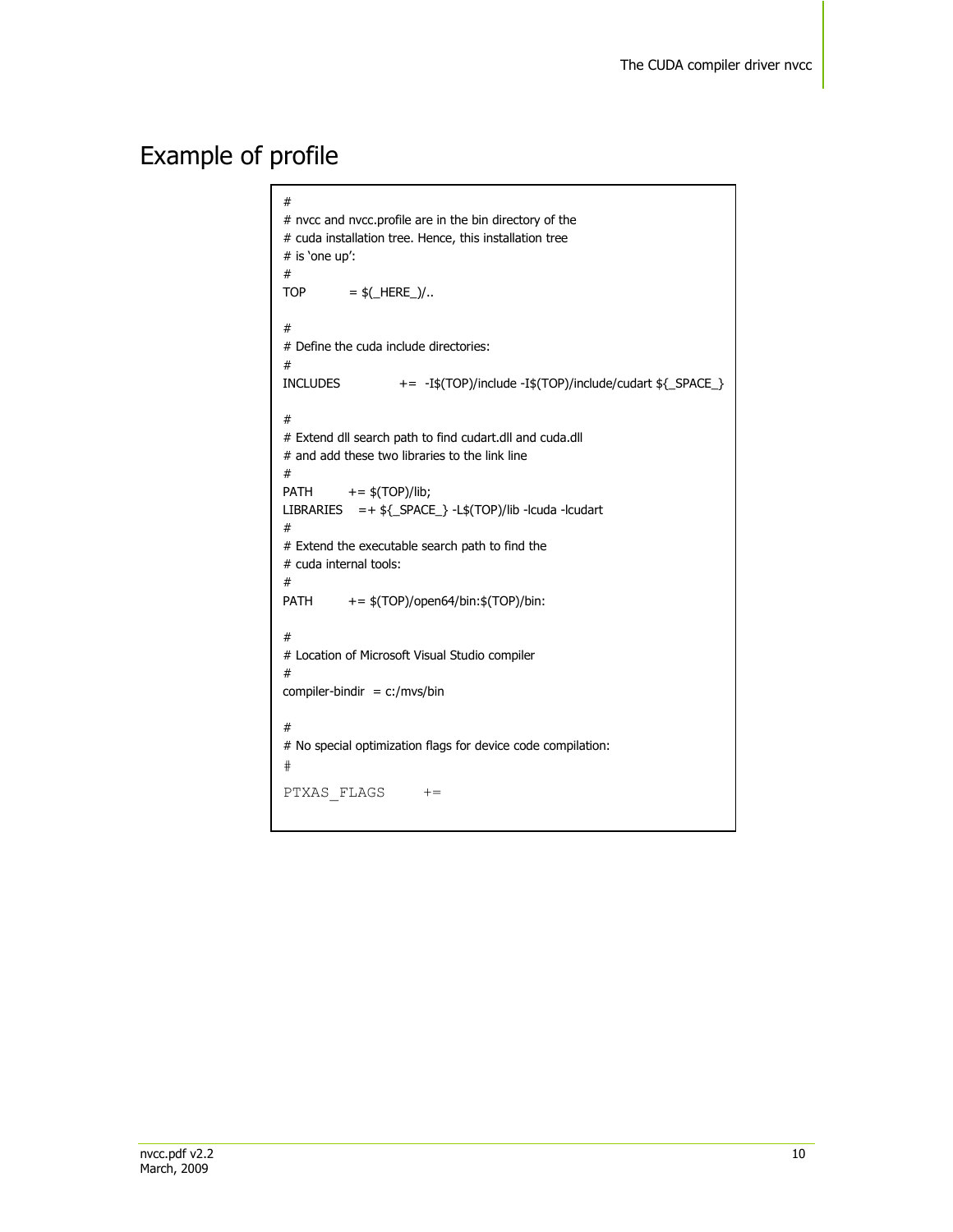## Example of profile

```
#
# nvcc and nvcc.profile are in the bin directory of the
# cuda installation tree. Hence, this installation tree
# is 'one up':
#
TOP          = $(_HERE_)/..

#
# Define the cuda include directories:
#
INCLUDES             +=  -I$(TOP)/include -I$(TOP)/include/cudart ${_SPACE_}

#
# Extend dll search path to find cudart.dll and cuda.dll
# and add these two libraries to the link line
#
PATH         += $(TOP)/lib;
LIBRARIES    =+ ${_SPACE_} -L$(TOP)/lib -lcuda -lcudart
#
# Extend the executable search path to find the
# cuda internal tools:
#
PATH         += $(TOP)/open64/bin:$(TOP)/bin:

#
# Location of Microsoft Visual Studio compiler
#
compiler-bindir  = c:/mvs/bin

#
# No special optimization flags for device code compilation:
#
PTXAS_FLAGS     +=
```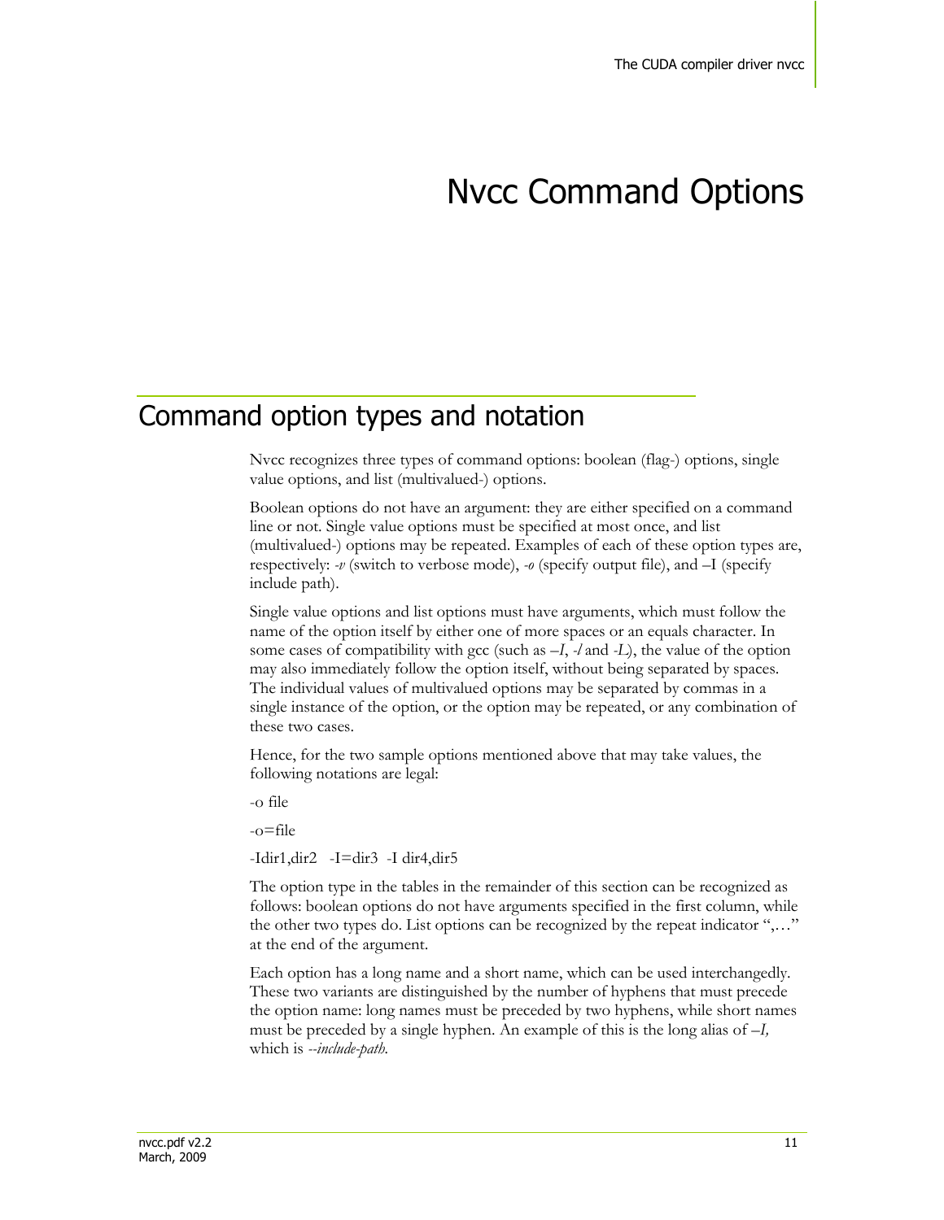# Nvcc Command Options

## Command option types and notation

Nvcc recognizes three types of command options: boolean (flag-) options, single value options, and list (multivalued-) options.

Boolean options do not have an argument: they are either specified on a command line or not. Single value options must be specified at most once, and list (multivalued-) options may be repeated. Examples of each of these option types are, respectively: *-v* (switch to verbose mode), *-o* (specify output file), and –I (specify include path).

Single value options and list options must have arguments, which must follow the name of the option itself by either one of more spaces or an equals character. In some cases of compatibility with gcc (such as *–I*, *-l* and *-L*), the value of the option may also immediately follow the option itself, without being separated by spaces. The individual values of multivalued options may be separated by commas in a single instance of the option, or the option may be repeated, or any combination of these two cases.

Hence, for the two sample options mentioned above that may take values, the following notations are legal:

-o file

-o=file

-Idir1,dir2 -I=dir3 -I dir4,dir5

The option type in the tables in the remainder of this section can be recognized as follows: boolean options do not have arguments specified in the first column, while the other two types do. List options can be recognized by the repeat indicator ",…" at the end of the argument.

Each option has a long name and a short name, which can be used interchangedly. These two variants are distinguished by the number of hyphens that must precede the option name: long names must be preceded by two hyphens, while short names must be preceded by a single hyphen. An example of this is the long alias of *–I,* which is *--include-path.*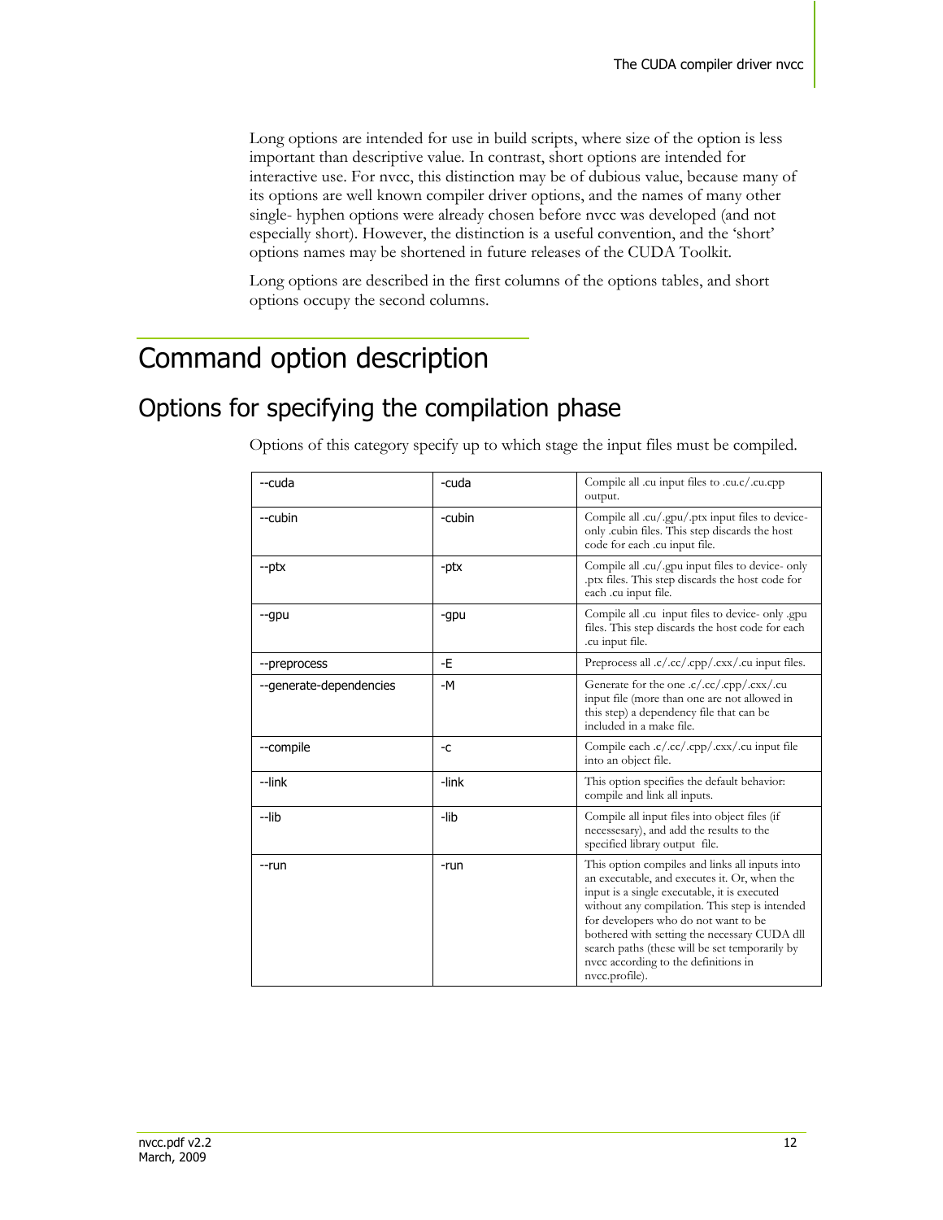Long options are intended for use in build scripts, where size of the option is less important than descriptive value. In contrast, short options are intended for interactive use. For nvcc, this distinction may be of dubious value, because many of its options are well known compiler driver options, and the names of many other single- hyphen options were already chosen before nvcc was developed (and not especially short). However, the distinction is a useful convention, and the 'short' options names may be shortened in future releases of the CUDA Toolkit.

Long options are described in the first columns of the options tables, and short options occupy the second columns.

# Command option description

## Options for specifying the compilation phase

Options of this category specify up to which stage the input files must be compiled.

| | | |
|---|---|---|
| --cuda | -cuda | Compile all .cu input files to .cu.c/.cu.cpp output. |
| --cubin | -cubin | Compile all .cu/.gpu/.ptx input files to device-only .cubin files. This step discards the host code for each .cu input file. |
| --ptx | -ptx | Compile all .cu/.gpu input files to device- only .ptx files. This step discards the host code for each .cu input file. |
| --gpu | -gpu | Compile all .cu input files to device- only .gpu files. This step discards the host code for each .cu input file. |
| --preprocess | -E | Preprocess all .c/.cc/.cpp/.cxx/.cu input files. |
| --generate-dependencies | -M | Generate for the one .c/.cc/.cpp/.cxx/.cu input file (more than one are not allowed in this step) a dependency file that can be included in a make file. |
| --compile | -c | Compile each .c/.cc/.cpp/.cxx/.cu input file into an object file. |
| --link | -link | This option specifies the default behavior: compile and link all inputs. |
| --lib | -lib | Compile all input files into object files (if necessesary), and add the results to the specified library output file. |
| --run | -run | This option compiles and links all inputs into an executable, and executes it. Or, when the input is a single executable, it is executed without any compilation. This step is intended for developers who do not want to be bothered with setting the necessary CUDA dll search paths (these will be set temporarily by nvcc according to the definitions in nvcc.profile). |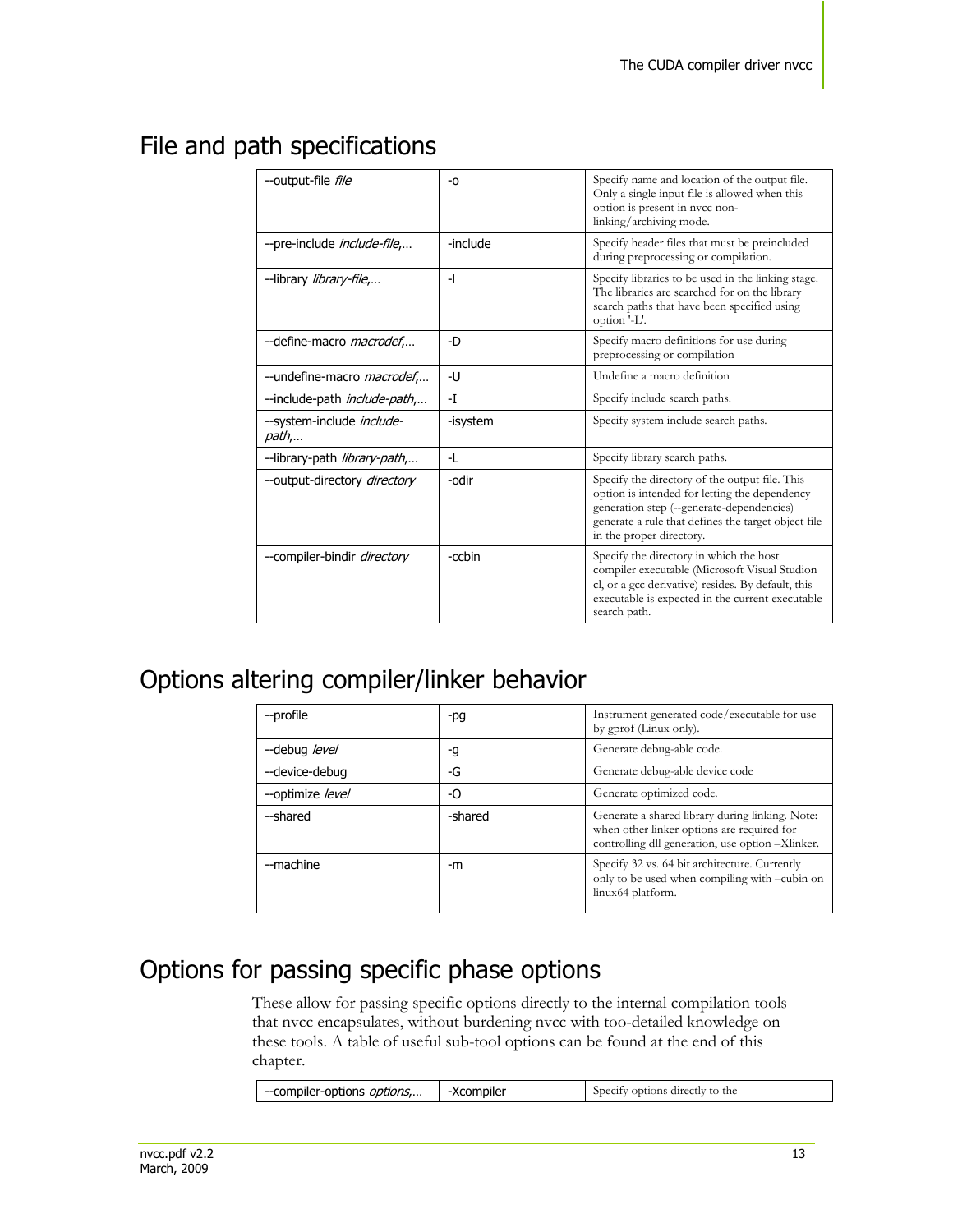## File and path specifications

| | | |
|---|---|---|
| --output-file *file* | -o | Specify name and location of the output file. Only a single input file is allowed when this option is present in nvcc non-linking/archiving mode. |
| --pre-include *include-file,…* | -include | Specify header files that must be preincluded during preprocessing or compilation. |
| --library *library-file,…* | -l | Specify libraries to be used in the linking stage. The libraries are searched for on the library search paths that have been specified using option '-L'. |
| --define-macro *macrodef,…* | -D | Specify macro definitions for use during preprocessing or compilation |
| --undefine-macro *macrodef,…* | -U | Undefine a macro definition |
| --include-path *include-path,…* | -I | Specify include search paths. |
| --system-include *include-path,…* | -isystem | Specify system include search paths. |
| --library-path *library-path,…* | -L | Specify library search paths. |
| --output-directory *directory* | -odir | Specify the directory of the output file. This option is intended for letting the dependency generation step (--generate-dependencies) generate a rule that defines the target object file in the proper directory. |
| --compiler-bindir *directory* | -ccbin | Specify the directory in which the host compiler executable (Microsoft Visual Studion cl, or a gcc derivative) resides. By default, this executable is expected in the current executable search path. |

## Options altering compiler/linker behavior

| | | |
|---|---|---|
| --profile | -pg | Instrument generated code/executable for use by gprof (Linux only). |
| --debug *level* | -g | Generate debug-able code. |
| --device-debug | -G | Generate debug-able device code |
| --optimize *level* | -O | Generate optimized code. |
| --shared | -shared | Generate a shared library during linking. Note: when other linker options are required for controlling dll generation, use option –Xlinker. |
| --machine | -m | Specify 32 vs. 64 bit architecture. Currently only to be used when compiling with –cubin on linux64 platform. |

## Options for passing specific phase options

These allow for passing specific options directly to the internal compilation tools that nvcc encapsulates, without burdening nvcc with too-detailed knowledge on these tools. A table of useful sub-tool options can be found at the end of this chapter.

| | | |
|---|---|---|
| --compiler-options *options,…* | -Xcompiler | Specify options directly to the |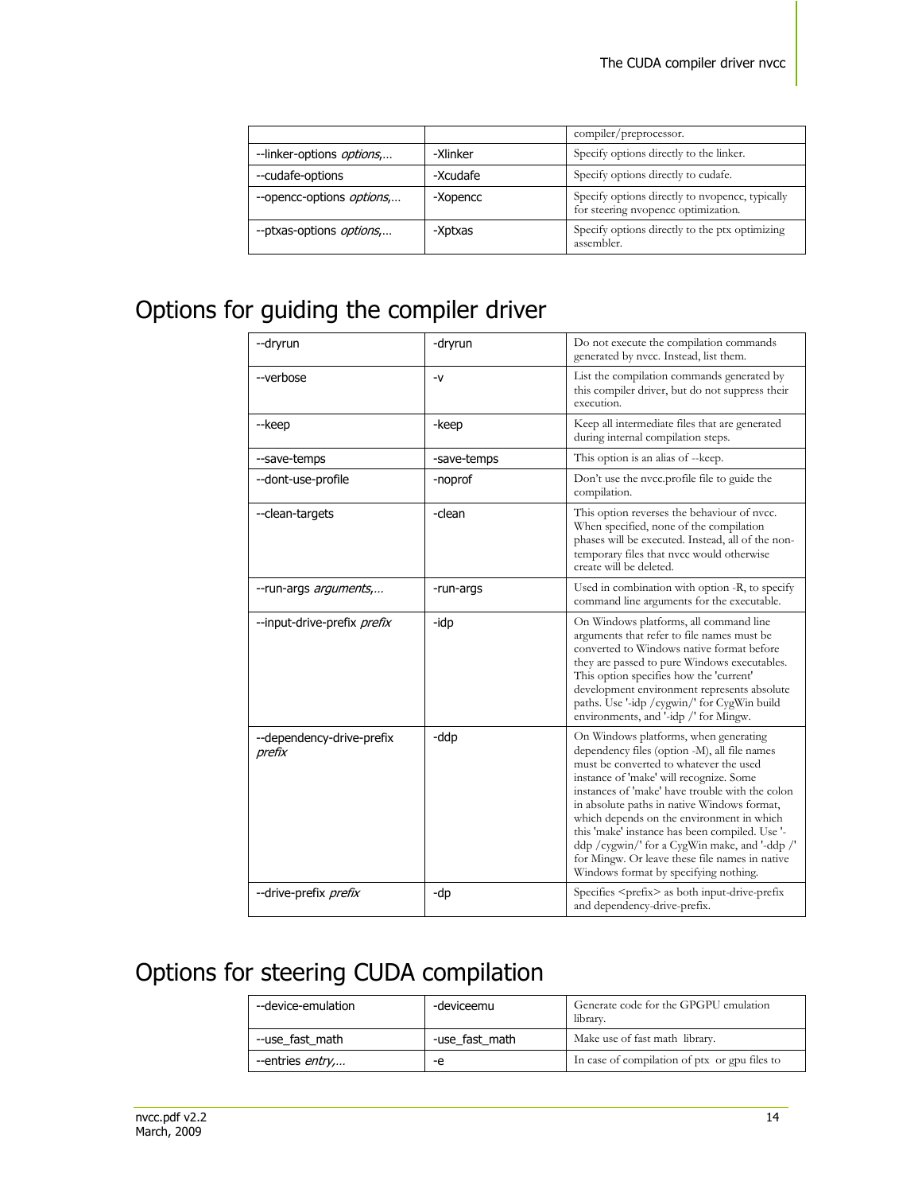| | | compiler/preprocessor. |
|---|---|---|
| --linker-options *options,…* | -Xlinker | Specify options directly to the linker. |
| --cudafe-options | -Xcudafe | Specify options directly to cudafe. |
| --opencc-options *options,…* | -Xopencc | Specify options directly to nvopencc, typically for steering nvopencc optimization. |
| --ptxas-options *options,…* | -Xptxas | Specify options directly to the ptx optimizing assembler. |

## Options for guiding the compiler driver

| | | |
|---|---|---|
| --dryrun | -dryrun | Do not execute the compilation commands generated by nvcc. Instead, list them. |
| --verbose | -v | List the compilation commands generated by this compiler driver, but do not suppress their execution. |
| --keep | -keep | Keep all intermediate files that are generated during internal compilation steps. |
| --save-temps | -save-temps | This option is an alias of --keep. |
| --dont-use-profile | -noprof | Don't use the nvcc.profile file to guide the compilation. |
| --clean-targets | -clean | This option reverses the behaviour of nvcc. When specified, none of the compilation phases will be executed. Instead, all of the non-temporary files that nvcc would otherwise create will be deleted. |
| --run-args *arguments,…* | -run-args | Used in combination with option -R, to specify command line arguments for the executable. |
| --input-drive-prefix *prefix* | -idp | On Windows platforms, all command line arguments that refer to file names must be converted to Windows native format before they are passed to pure Windows executables. This option specifies how the 'current' development environment represents absolute paths. Use '-idp /cygwin/' for CygWin build environments, and '-idp /' for Mingw. |
| --dependency-drive-prefix *prefix* | -ddp | On Windows platforms, when generating dependency files (option -M), all file names must be converted to whatever the used instance of 'make' will recognize. Some instances of 'make' have trouble with the colon in absolute paths in native Windows format, which depends on the environment in which this 'make' instance has been compiled. Use '-ddp /cygwin/' for a CygWin make, and '-ddp /' for Mingw. Or leave these file names in native Windows format by specifying nothing. |
| --drive-prefix *prefix* | -dp | Specifies <prefix> as both input-drive-prefix and dependency-drive-prefix. |

## Options for steering CUDA compilation

| | | |
|---|---|---|
| --device-emulation | -deviceemu | Generate code for the GPGPU emulation library. |
| --use_fast_math | -use_fast_math | Make use of fast math library. |
| --entries *entry,…* | -e | In case of compilation of ptx or gpu files to |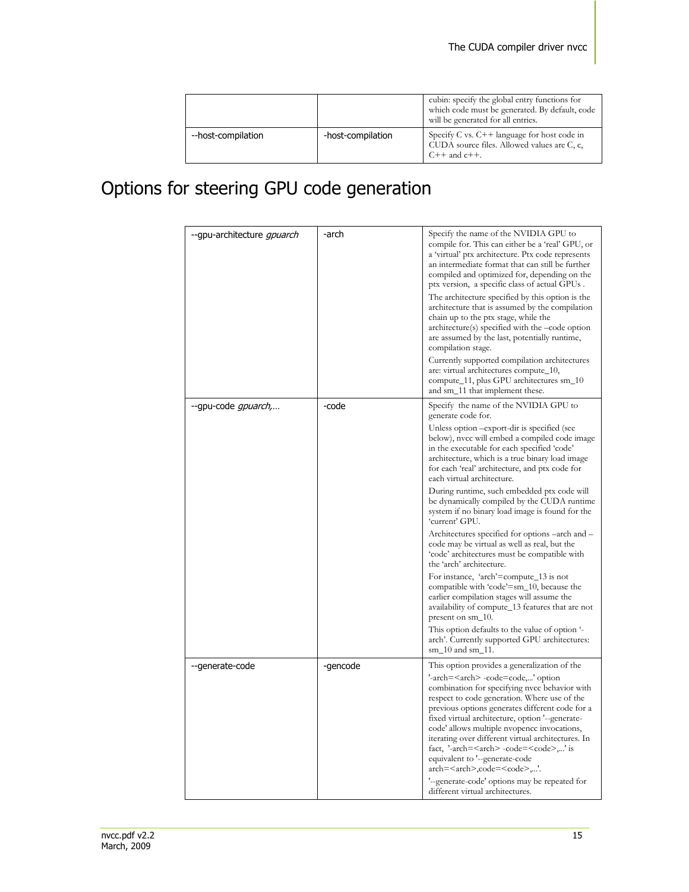| | | |
|---|---|---|
| | | cubin: specify the global entry functions for which code must be generated. By default, code will be generated for all entries. |
| --host-compilation | -host-compilation | Specify C vs. C++ language for host code in CUDA source files. Allowed values are C, c, C++ and c++. |

# Options for steering GPU code generation

| | | |
|---|---|---|
| --gpu-architecture *gpuarch* | -arch | Specify the name of the NVIDIA GPU to compile for. This can either be a 'real' GPU, or a 'virtual' ptx architecture. Ptx code represents an intermediate format that can still be further compiled and optimized for, depending on the ptx version, a specific class of actual GPUs . <br><br> The architecture specified by this option is the architecture that is assumed by the compilation chain up to the ptx stage, while the architecture(s) specified with the –code option are assumed by the last, potentially runtime, compilation stage. <br><br> Currently supported compilation architectures are: virtual architectures compute_10, compute_11, plus GPU architectures sm_10 and sm_11 that implement these. |
| --gpu-code *gpuarch,…* | -code | Specify the name of the NVIDIA GPU to generate code for. <br><br> Unless option –export-dir is specified (see below), nvcc will embed a compiled code image in the executable for each specified 'code' architecture, which is a true binary load image for each 'real' architecture, and ptx code for each virtual architecture. <br><br> During runtime, such embedded ptx code will be dynamically compiled by the CUDA runtime system if no binary load image is found for the 'current' GPU. <br><br> Architectures specified for options –arch and –code may be virtual as well as real, but the 'code' architectures must be compatible with the 'arch' architecture. <br><br> For instance, 'arch'=compute_13 is not compatible with 'code'=sm_10, because the earlier compilation stages will assume the availability of compute_13 features that are not present on sm_10. <br><br> This option defaults to the value of option '-arch'. Currently supported GPU architectures: sm_10 and sm_11. |
| --generate-code | -gencode | This option provides a generalization of the '-arch=<arch> -code=code,...' option combination for specifying nvcc behavior with respect to code generation. Where use of the previous options generates different code for a fixed virtual architecture, option '--generate-code' allows multiple nvopencc invocations, iterating over different virtual architectures. In fact, '-arch=<arch> -code=<code>,...' is equivalent to '--generate-code arch=<arch>,code=<code>,...'. <br><br> '--generate-code' options may be repeated for different virtual architectures. |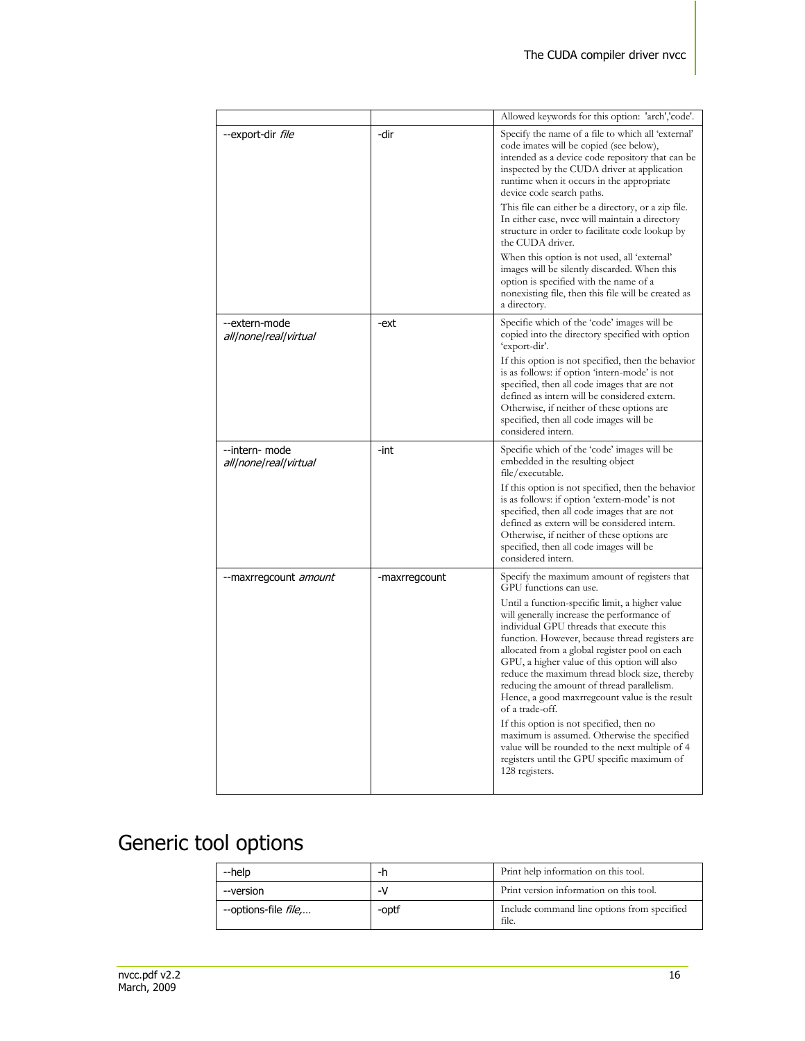| | | |
|---|---|---|
| | | Allowed keywords for this option: 'arch','code'. |
| --export-dir *file* | -dir | Specify the name of a file to which all 'external' code imates will be copied (see below), intended as a device code repository that can be inspected by the CUDA driver at application runtime when it occurs in the appropriate device code search paths.<br>This file can either be a directory, or a zip file. In either case, nvcc will maintain a directory structure in order to facilitate code lookup by the CUDA driver.<br>When this option is not used, all 'external' images will be silently discarded. When this option is specified with the name of a nonexisting file, then this file will be created as a directory. |
| --extern-mode *all\|none\|real\|virtual* | -ext | Specific which of the 'code' images will be copied into the directory specified with option 'export-dir'.<br>If this option is not specified, then the behavior is as follows: if option 'intern-mode' is not specified, then all code images that are not defined as intern will be considered extern. Otherwise, if neither of these options are specified, then all code images will be considered intern. |
| --intern- mode *all\|none\|real\|virtual* | -int | Specific which of the 'code' images will be embedded in the resulting object file/executable.<br>If this option is not specified, then the behavior is as follows: if option 'extern-mode' is not specified, then all code images that are not defined as extern will be considered intern. Otherwise, if neither of these options are specified, then all code images will be considered intern. |
| --maxrregcount *amount* | -maxrregcount | Specify the maximum amount of registers that GPU functions can use.<br>Until a function-specific limit, a higher value will generally increase the performance of individual GPU threads that execute this function. However, because thread registers are allocated from a global register pool on each GPU, a higher value of this option will also reduce the maximum thread block size, thereby reducing the amount of thread parallelism. Hence, a good maxrregcount value is the result of a trade-off.<br>If this option is not specified, then no maximum is assumed. Otherwise the specified value will be rounded to the next multiple of 4 registers until the GPU specific maximum of 128 registers. |

# Generic tool options

| | | |
|---|---|---|
| --help | -h | Print help information on this tool. |
| --version | -V | Print version information on this tool. |
| --options-file *file,…* | -optf | Include command line options from specified file. |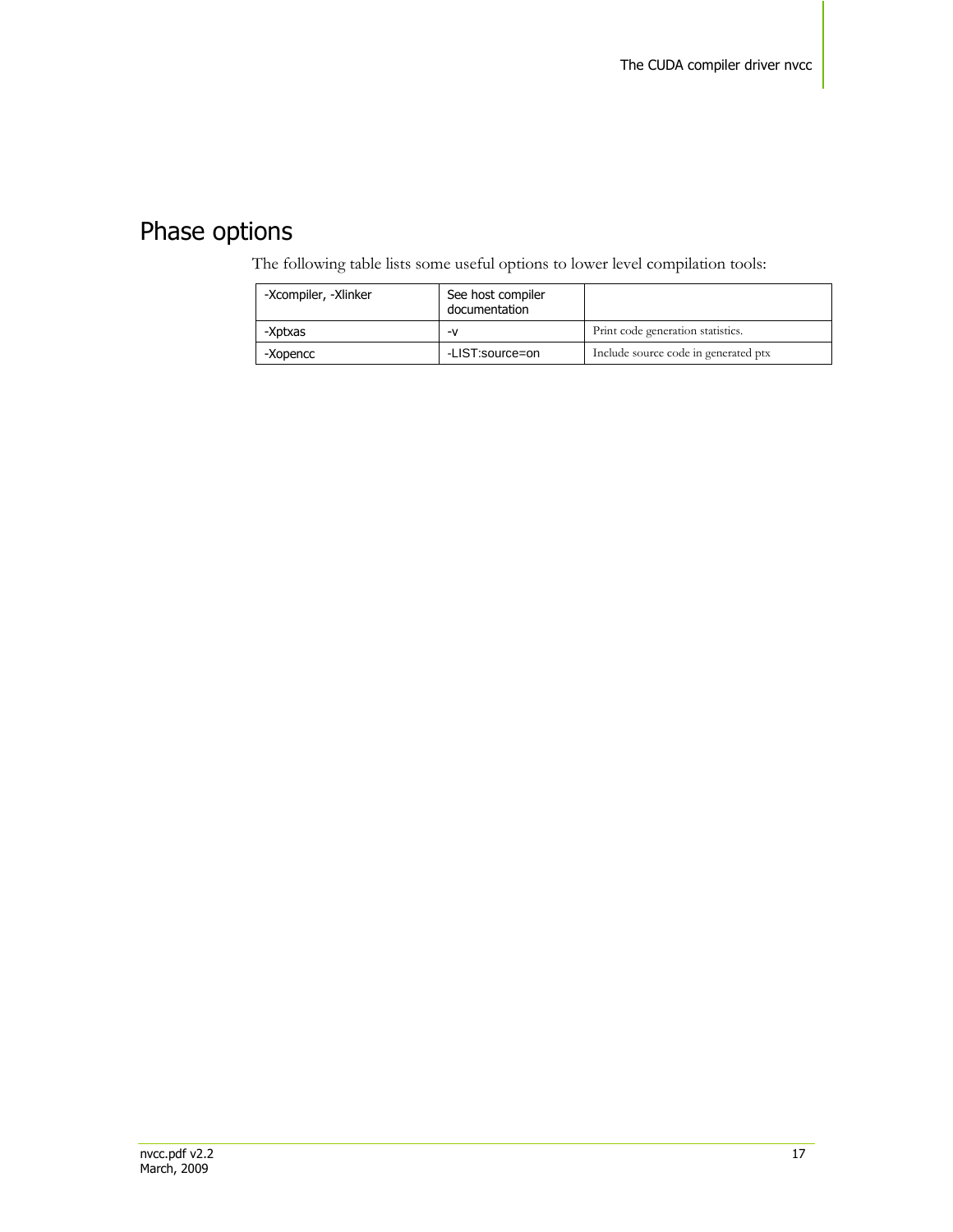## Phase options

The following table lists some useful options to lower level compilation tools:

| -Xcompiler, -Xlinker | See host compiler documentation | |
|---|---|---|
| -Xptxas | -v | Print code generation statistics. |
| -Xopencc | -LIST:source=on | Include source code in generated ptx |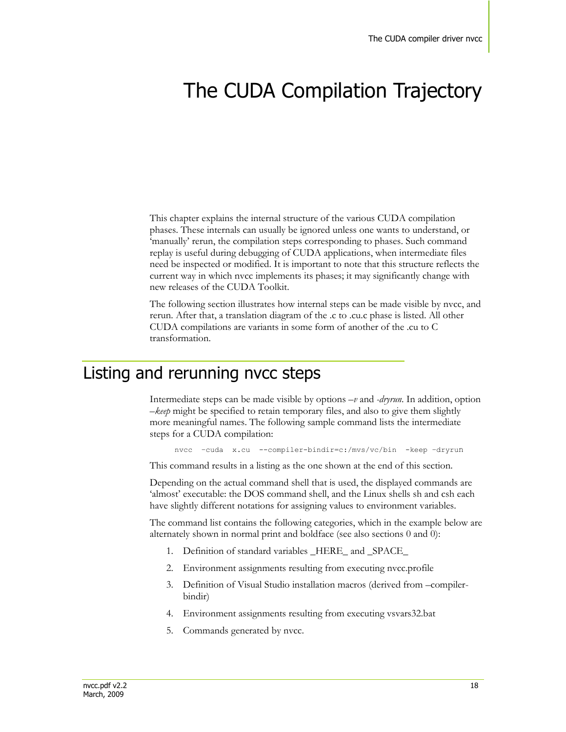# The CUDA Compilation Trajectory

This chapter explains the internal structure of the various CUDA compilation phases. These internals can usually be ignored unless one wants to understand, or 'manually' rerun, the compilation steps corresponding to phases. Such command replay is useful during debugging of CUDA applications, when intermediate files need be inspected or modified. It is important to note that this structure reflects the current way in which nvcc implements its phases; it may significantly change with new releases of the CUDA Toolkit.

The following section illustrates how internal steps can be made visible by nvcc, and rerun. After that, a translation diagram of the .c to .cu.c phase is listed. All other CUDA compilations are variants in some form of another of the .cu to C transformation.

## Listing and rerunning nvcc steps

Intermediate steps can be made visible by options *–v* and *-dryrun*. In addition, option *–keep* might be specified to retain temporary files, and also to give them slightly more meaningful names. The following sample command lists the intermediate steps for a CUDA compilation:

```
nvcc –cuda x.cu --compiler-bindir=c:/mvs/vc/bin -keep –dryrun
```

This command results in a listing as the one shown at the end of this section.

Depending on the actual command shell that is used, the displayed commands are 'almost' executable: the DOS command shell, and the Linux shells sh and csh each have slightly different notations for assigning values to environment variables.

The command list contains the following categories, which in the example below are alternately shown in normal print and boldface (see also sections 0 and 0):

1. Definition of standard variables _HERE_ and _SPACE_
2. Environment assignments resulting from executing nvcc.profile
3. Definition of Visual Studio installation macros (derived from –compiler-bindir)
4. Environment assignments resulting from executing vsvars32.bat
5. Commands generated by nvcc.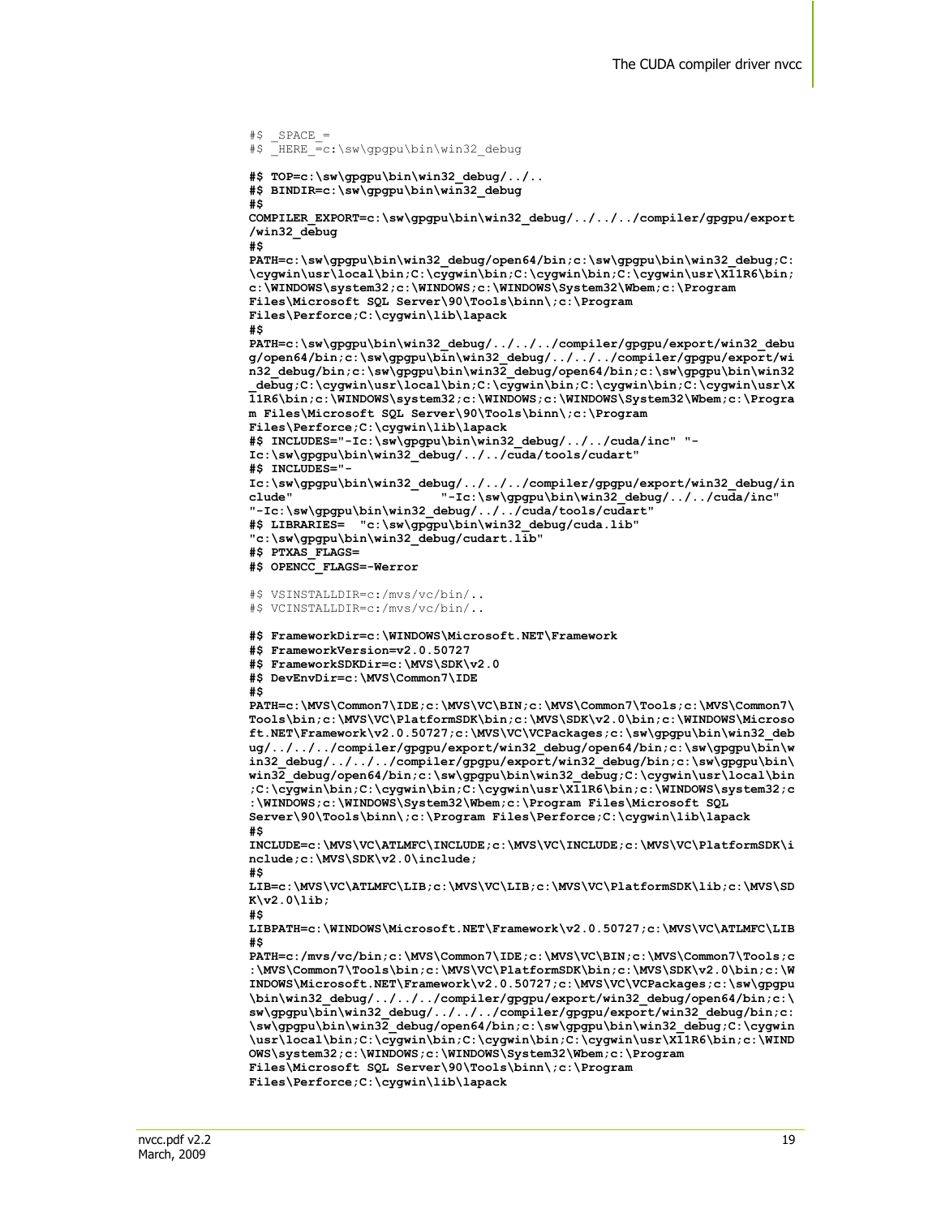```
#$ _SPACE_=
#$ _HERE_=c:\sw\gpgpu\bin\win32_debug

#$ TOP=c:\sw\gpgpu\bin\win32_debug/../..
#$ BINDIR=c:\sw\gpgpu\bin\win32_debug
#$
COMPILER_EXPORT=c:\sw\gpgpu\bin\win32_debug/../../../compiler/gpgpu/export
/win32_debug
#$
PATH=c:\sw\gpgpu\bin\win32_debug/open64/bin;c:\sw\gpgpu\bin\win32_debug;C:
\cygwin\usr\local\bin;C:\cygwin\bin;C:\cygwin\bin;C:\cygwin\usr\X11R6\bin;
c:\WINDOWS\system32;c:\WINDOWS;c:\WINDOWS\System32\Wbem;c:\Program
Files\Microsoft SQL Server\90\Tools\binn\;c:\Program
Files\Perforce;C:\cygwin\lib\lapack
#$
PATH=c:\sw\gpgpu\bin\win32_debug/../../../compiler/gpgpu/export/win32_debu
g/open64/bin;c:\sw\gpgpu\bin\win32_debug/../../../compiler/gpgpu/export/wi
n32_debug/bin;c:\sw\gpgpu\bin\win32_debug/open64/bin;c:\sw\gpgpu\bin\win32
_debug;C:\cygwin\usr\local\bin;C:\cygwin\bin;C:\cygwin\bin;C:\cygwin\usr\X
11R6\bin;c:\WINDOWS\system32;c:\WINDOWS;c:\WINDOWS\System32\Wbem;c:\Progra
m Files\Microsoft SQL Server\90\Tools\binn\;c:\Program
Files\Perforce;C:\cygwin\lib\lapack
#$ INCLUDES="-Ic:\sw\gpgpu\bin\win32_debug/../../cuda/inc" "-
Ic:\sw\gpgpu\bin\win32_debug/../../cuda/tools/cudart"
#$ INCLUDES="-
Ic:\sw\gpgpu\bin\win32_debug/../../../compiler/gpgpu/export/win32_debug/in
clude"                "-Ic:\sw\gpgpu\bin\win32_debug/../../cuda/inc"
"-Ic:\sw\gpgpu\bin\win32_debug/../../cuda/tools/cudart"
#$ LIBRARIES=  "c:\sw\gpgpu\bin\win32_debug/cuda.lib"
"c:\sw\gpgpu\bin\win32_debug/cudart.lib"
#$ PTXAS_FLAGS=
#$ OPENCC_FLAGS=-Werror

#$ VSINSTALLDIR=c:/mvs/vc/bin/..
#$ VCINSTALLDIR=c:/mvs/vc/bin/..

#$ FrameworkDir=c:\WINDOWS\Microsoft.NET\Framework
#$ FrameworkVersion=v2.0.50727
#$ FrameworkSDKDir=c:\MVS\SDK\v2.0
#$ DevEnvDir=c:\MVS\Common7\IDE
#$
PATH=c:\MVS\Common7\IDE;c:\MVS\VC\BIN;c:\MVS\Common7\Tools;c:\MVS\Common7\
Tools\bin;c:\MVS\VC\PlatformSDK\bin;c:\MVS\SDK\v2.0\bin;c:\WINDOWS\Microso
ft.NET\Framework\v2.0.50727;c:\MVS\VC\VCPackages;c:\sw\gpgpu\bin\win32_deb
ug/../../../compiler/gpgpu/export/win32_debug/open64/bin;c:\sw\gpgpu\bin\w
in32_debug/../../../compiler/gpgpu/export/win32_debug/bin;c:\sw\gpgpu\bin\
win32_debug/open64/bin;c:\sw\gpgpu\bin\win32_debug;C:\cygwin\usr\local\bin
;C:\cygwin\bin;C:\cygwin\bin;C:\cygwin\usr\X11R6\bin;c:\WINDOWS\system32;c
:\WINDOWS;c:\WINDOWS\System32\Wbem;c:\Program Files\Microsoft SQL
Server\90\Tools\binn\;c:\Program Files\Perforce;C:\cygwin\lib\lapack
#$
INCLUDE=c:\MVS\VC\ATLMFC\INCLUDE;c:\MVS\VC\INCLUDE;c:\MVS\VC\PlatformSDK\i
nclude;c:\MVS\SDK\v2.0\include;
#$
LIB=c:\MVS\VC\ATLMFC\LIB;c:\MVS\VC\LIB;c:\MVS\VC\PlatformSDK\lib;c:\MVS\SD
K\v2.0\lib;
#$
LIBPATH=c:\WINDOWS\Microsoft.NET\Framework\v2.0.50727;c:\MVS\VC\ATLMFC\LIB
#$
PATH=c:/mvs/vc/bin;c:\MVS\Common7\IDE;c:\MVS\VC\BIN;c:\MVS\Common7\Tools;c
:\MVS\Common7\Tools\bin;c:\MVS\VC\PlatformSDK\bin;c:\MVS\SDK\v2.0\bin;c:\W
INDOWS\Microsoft.NET\Framework\v2.0.50727;c:\MVS\VC\VCPackages;c:\sw\gpgpu
\bin\win32_debug/../../../compiler/gpgpu/export/win32_debug/open64/bin;c:\
sw\gpgpu\bin\win32_debug/../../../compiler/gpgpu/export/win32_debug/bin;c:
\sw\gpgpu\bin\win32_debug/open64/bin;c:\sw\gpgpu\bin\win32_debug;C:\cygwin
\usr\local\bin;C:\cygwin\bin;C:\cygwin\bin;C:\cygwin\usr\X11R6\bin;c:\WIND
OWS\system32;c:\WINDOWS;c:\WINDOWS\System32\Wbem;c:\Program
Files\Microsoft SQL Server\90\Tools\binn\;c:\Program
Files\Perforce;C:\cygwin\lib\lapack
```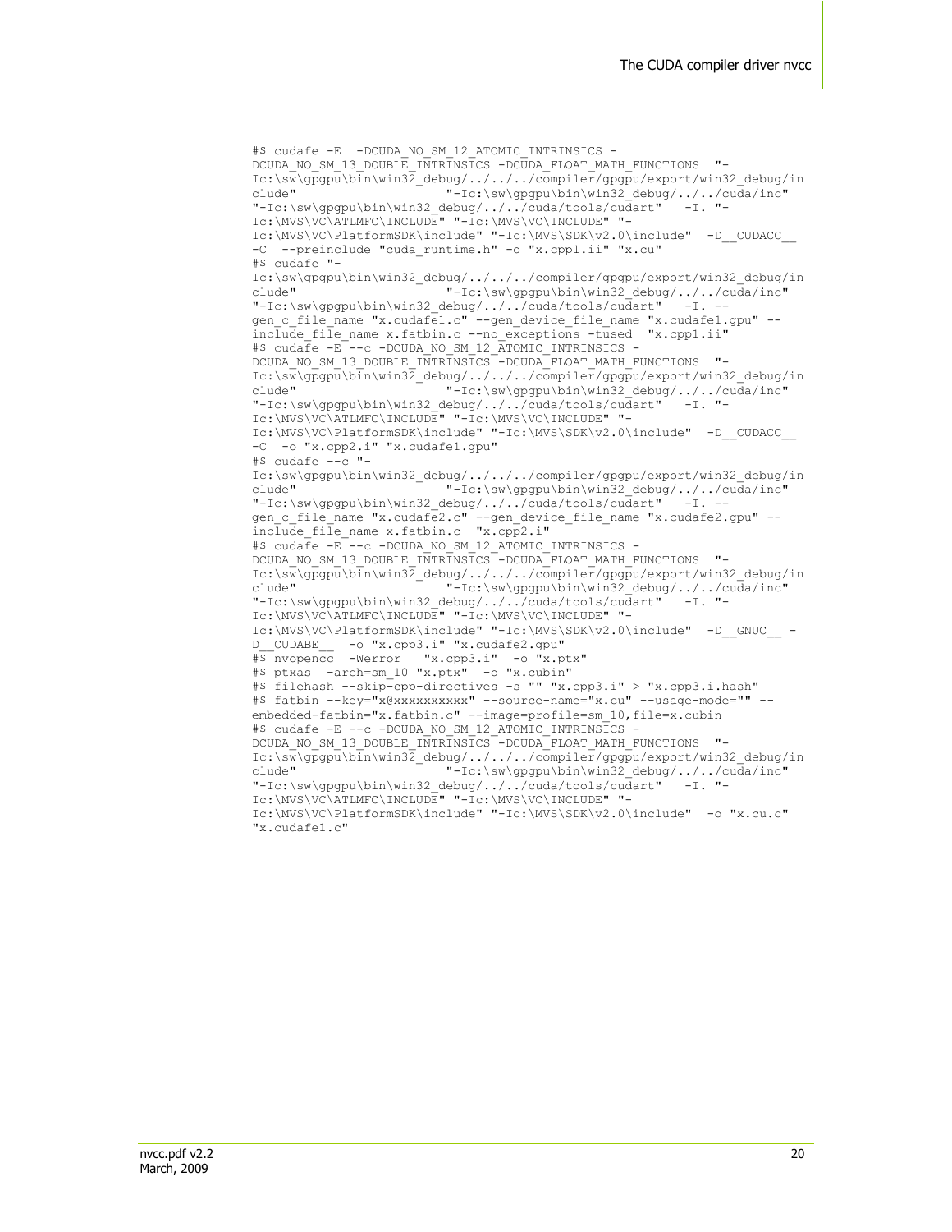```
#$ cudafe -E  -DCUDA_NO_SM_12_ATOMIC_INTRINSICS -
DCUDA_NO_SM_13_DOUBLE_INTRINSICS -DCUDA_FLOAT_MATH_FUNCTIONS  "-
Ic:\sw\gpgpu\bin\win32_debug/../../../compiler/gpgpu/export/win32_debug/in
clude"                    "-Ic:\sw\gpgpu\bin\win32_debug/../../cuda/inc"
"-Ic:\sw\gpgpu\bin\win32_debug/../../cuda/tools/cudart"   -I. "-
Ic:\MVS\VC\ATLMFC\INCLUDE" "-Ic:\MVS\VC\INCLUDE" "-
Ic:\MVS\VC\PlatformSDK\include" "-Ic:\MVS\SDK\v2.0\include"  -D__CUDACC__
-C  --preinclude "cuda_runtime.h" -o "x.cpp1.ii" "x.cu"
#$ cudafe "-
Ic:\sw\gpgpu\bin\win32_debug/../../../compiler/gpgpu/export/win32_debug/in
clude"                    "-Ic:\sw\gpgpu\bin\win32_debug/../../cuda/inc"
"-Ic:\sw\gpgpu\bin\win32_debug/../../cuda/tools/cudart"   -I. --
gen_c_file_name "x.cudafe1.c" --gen_device_file_name "x.cudafe1.gpu" --
include_file_name x.fatbin.c --no_exceptions -tused  "x.cpp1.ii"
#$ cudafe -E --c -DCUDA_NO_SM_12_ATOMIC_INTRINSICS -
DCUDA_NO_SM_13_DOUBLE_INTRINSICS -DCUDA_FLOAT_MATH_FUNCTIONS  "-
Ic:\sw\gpgpu\bin\win32_debug/../../../compiler/gpgpu/export/win32_debug/in
clude"                    "-Ic:\sw\gpgpu\bin\win32_debug/../../cuda/inc"
"-Ic:\sw\gpgpu\bin\win32_debug/../../cuda/tools/cudart"   -I. "-
Ic:\MVS\VC\ATLMFC\INCLUDE" "-Ic:\MVS\VC\INCLUDE" "-
Ic:\MVS\VC\PlatformSDK\include" "-Ic:\MVS\SDK\v2.0\include"  -D__CUDACC__
-C  -o "x.cpp2.i" "x.cudafe1.gpu"
#$ cudafe --c "-
Ic:\sw\gpgpu\bin\win32_debug/../../../compiler/gpgpu/export/win32_debug/in
clude"                    "-Ic:\sw\gpgpu\bin\win32_debug/../../cuda/inc"
"-Ic:\sw\gpgpu\bin\win32_debug/../../cuda/tools/cudart"   -I. --
gen_c_file_name "x.cudafe2.c" --gen_device_file_name "x.cudafe2.gpu" --
include_file_name x.fatbin.c  "x.cpp2.i"
#$ cudafe -E --c -DCUDA_NO_SM_12_ATOMIC_INTRINSICS -
DCUDA_NO_SM_13_DOUBLE_INTRINSICS -DCUDA_FLOAT_MATH_FUNCTIONS  "-
Ic:\sw\gpgpu\bin\win32_debug/../../../compiler/gpgpu/export/win32_debug/in
clude"                    "-Ic:\sw\gpgpu\bin\win32_debug/../../cuda/inc"
"-Ic:\sw\gpgpu\bin\win32_debug/../../cuda/tools/cudart"   -I. "-
Ic:\MVS\VC\ATLMFC\INCLUDE" "-Ic:\MVS\VC\INCLUDE" "-
Ic:\MVS\VC\PlatformSDK\include" "-Ic:\MVS\SDK\v2.0\include"  -D__GNUC__ -
D__CUDABE__  -o "x.cpp3.i" "x.cudafe2.gpu"
#$ nvopencc  -Werror   "x.cpp3.i"  -o "x.ptx"
#$ ptxas  -arch=sm_10 "x.ptx"  -o "x.cubin"
#$ filehash --skip-cpp-directives -s "" "x.cpp3.i" > "x.cpp3.i.hash"
#$ fatbin --key="x@xxxxxxxxxx" --source-name="x.cu" --usage-mode="" --
embedded-fatbin="x.fatbin.c" --image=profile=sm_10,file=x.cubin
#$ cudafe -E --c -DCUDA_NO_SM_12_ATOMIC_INTRINSICS -
DCUDA_NO_SM_13_DOUBLE_INTRINSICS -DCUDA_FLOAT_MATH_FUNCTIONS  "-
Ic:\sw\gpgpu\bin\win32_debug/../../../compiler/gpgpu/export/win32_debug/in
clude"                    "-Ic:\sw\gpgpu\bin\win32_debug/../../cuda/inc"
"-Ic:\sw\gpgpu\bin\win32_debug/../../cuda/tools/cudart"   -I. "-
Ic:\MVS\VC\ATLMFC\INCLUDE" "-Ic:\MVS\VC\INCLUDE" "-
Ic:\MVS\VC\PlatformSDK\include" "-Ic:\MVS\SDK\v2.0\include"  -o "x.cu.c"
"x.cudafe1.c"
```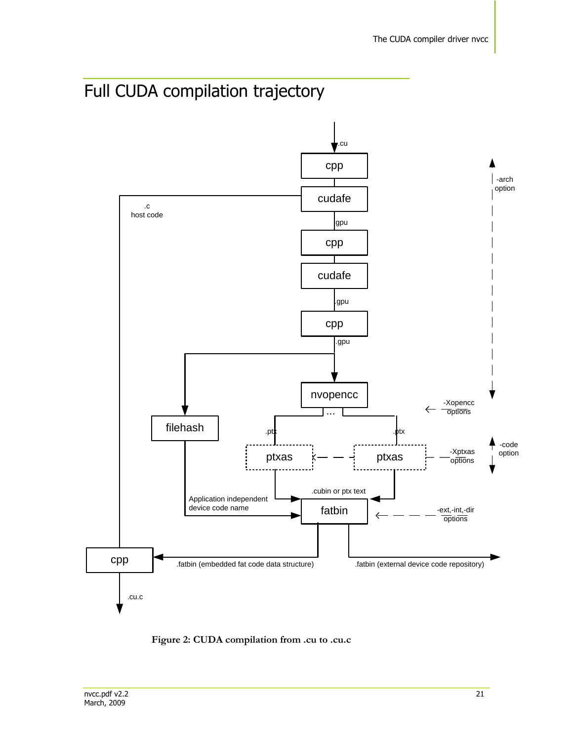# Full CUDA compilation trajectory

.cu

cpp

cudafe

.c
host code

.gpu

cpp

cudafe

.gpu

cpp

.gpu

nvopencc

...

filehash

.ptx

.ptx

ptxas

ptxas

.cubin or ptx text

Application independent device code name

fatbin

cpp

.fatbin (embedded fat code data structure)

.fatbin (external device code repository)

.cu.c

-arch option

-Xopencc options

-code option

-Xptxas options

-ext,-int,-dir options

**Figure 2: CUDA compilation from .cu to .cu.c**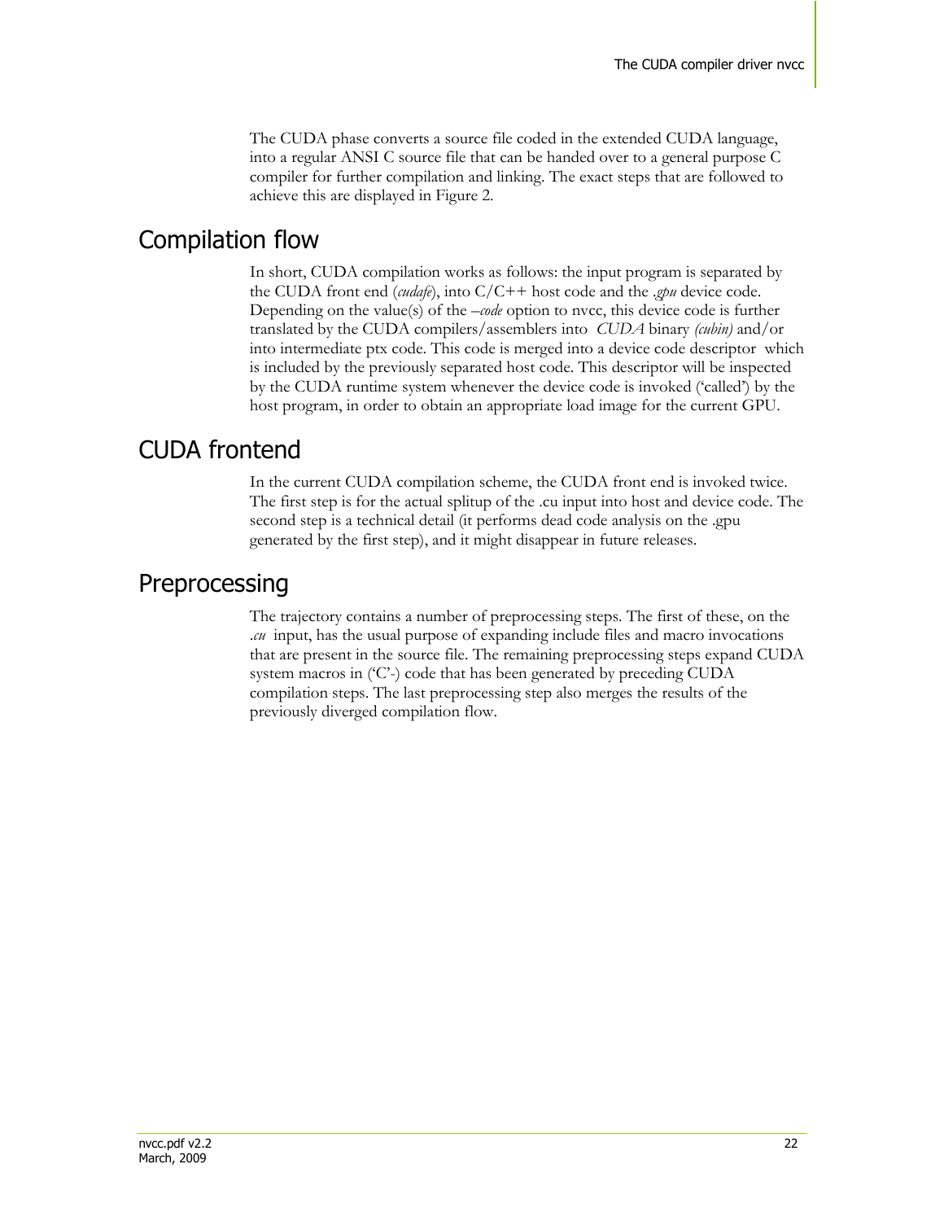The CUDA phase converts a source file coded in the extended CUDA language, into a regular ANSI C source file that can be handed over to a general purpose C compiler for further compilation and linking. The exact steps that are followed to achieve this are displayed in Figure 2.

## Compilation flow

In short, CUDA compilation works as follows: the input program is separated by the CUDA front end (*cudafe*), into C/C++ host code and the *.gpu* device code. Depending on the value(s) of the *–code* option to nvcc, this device code is further translated by the CUDA compilers/assemblers into *CUDA* binary *(cubin)* and/or into intermediate ptx code. This code is merged into a device code descriptor which is included by the previously separated host code. This descriptor will be inspected by the CUDA runtime system whenever the device code is invoked ('called') by the host program, in order to obtain an appropriate load image for the current GPU.

## CUDA frontend

In the current CUDA compilation scheme, the CUDA front end is invoked twice. The first step is for the actual splitup of the .cu input into host and device code. The second step is a technical detail (it performs dead code analysis on the .gpu generated by the first step), and it might disappear in future releases.

## Preprocessing

The trajectory contains a number of preprocessing steps. The first of these, on the *.cu* input, has the usual purpose of expanding include files and macro invocations that are present in the source file. The remaining preprocessing steps expand CUDA system macros in ('C'-) code that has been generated by preceding CUDA compilation steps. The last preprocessing step also merges the results of the previously diverged compilation flow.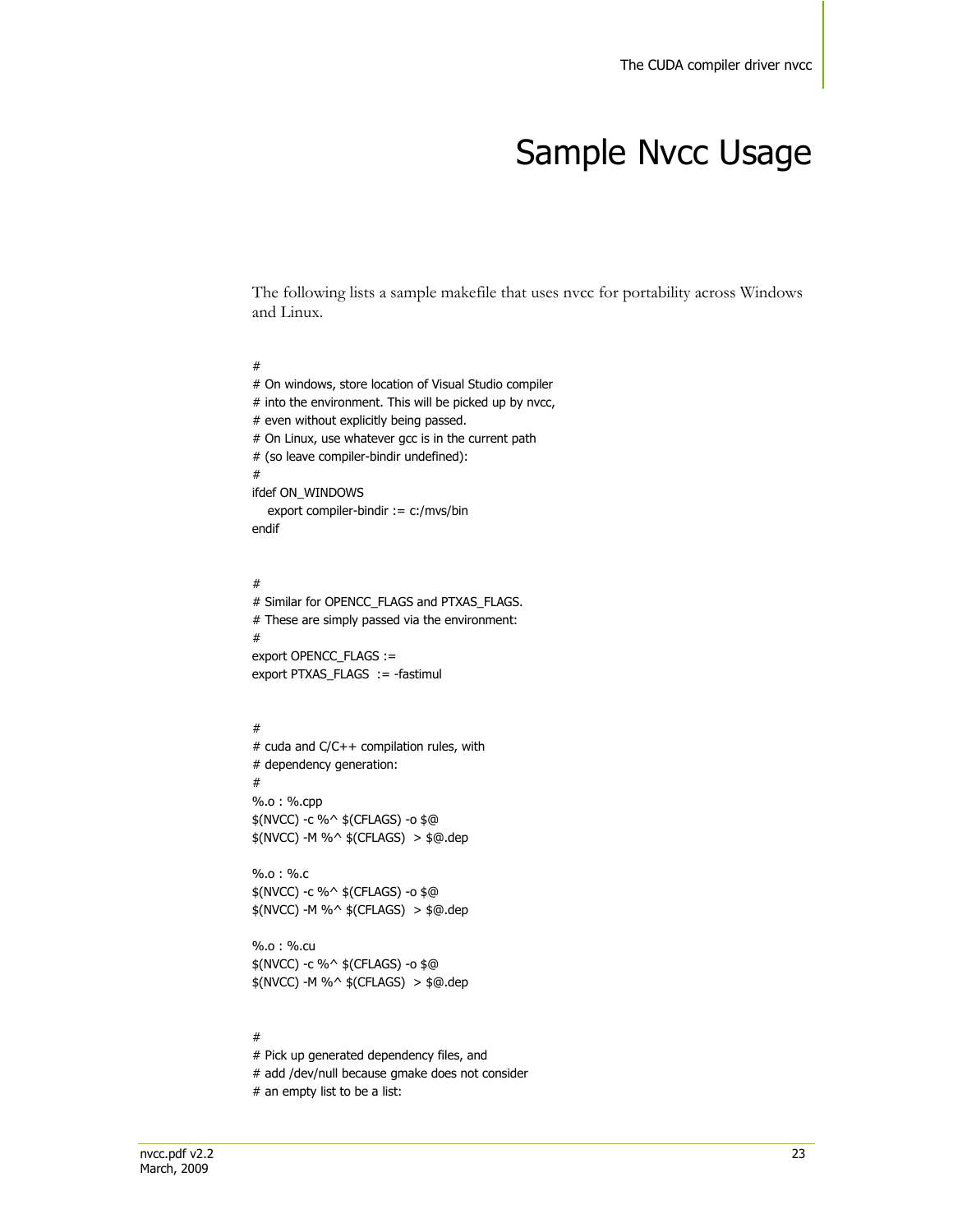# Sample Nvcc Usage

The following lists a sample makefile that uses nvcc for portability across Windows and Linux.

```
#
# On windows, store location of Visual Studio compiler
# into the environment. This will be picked up by nvcc,
# even without explicitly being passed.
# On Linux, use whatever gcc is in the current path
# (so leave compiler-bindir undefined):
#
ifdef ON_WINDOWS
   export compiler-bindir := c:/mvs/bin
endif


#
# Similar for OPENCC_FLAGS and PTXAS_FLAGS.
# These are simply passed via the environment:
#
export OPENCC_FLAGS :=
export PTXAS_FLAGS  := -fastimul


#
# cuda and C/C++ compilation rules, with
# dependency generation:
#
%.o : %.cpp
$(NVCC) -c %^ $(CFLAGS) -o $@
$(NVCC) -M %^ $(CFLAGS)  > $@.dep

%.o : %.c
$(NVCC) -c %^ $(CFLAGS) -o $@
$(NVCC) -M %^ $(CFLAGS)  > $@.dep

%.o : %.cu
$(NVCC) -c %^ $(CFLAGS) -o $@
$(NVCC) -M %^ $(CFLAGS)  > $@.dep


#
# Pick up generated dependency files, and
# add /dev/null because gmake does not consider
# an empty list to be a list:
```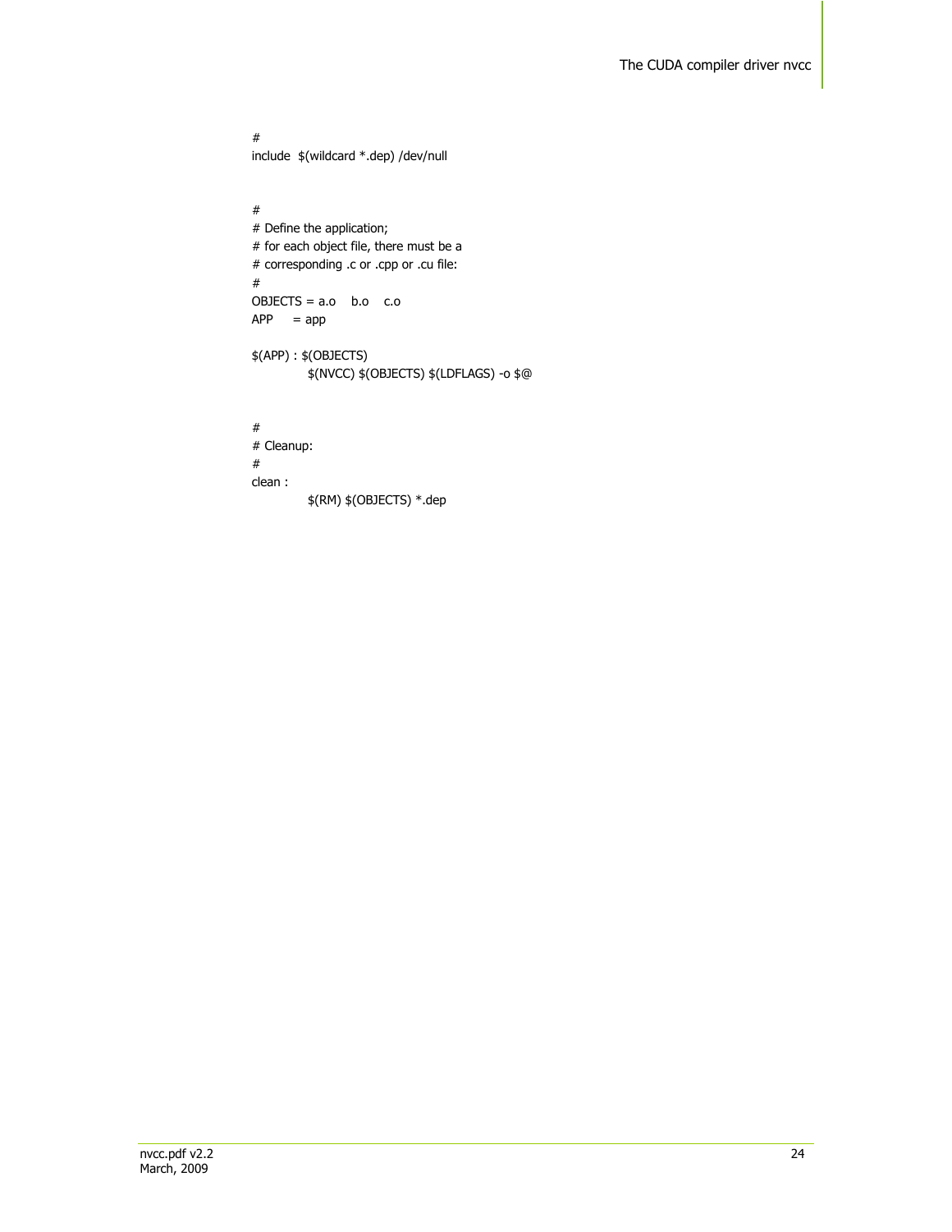```
#
include  $(wildcard *.dep) /dev/null


#
# Define the application;
# for each object file, there must be a
# corresponding .c or .cpp or .cu file:
#
OBJECTS = a.o    b.o    c.o
APP     = app

$(APP) : $(OBJECTS)
	$(NVCC) $(OBJECTS) $(LDFLAGS) -o $@


#
# Cleanup:
#
clean :
	$(RM) $(OBJECTS) *.dep
```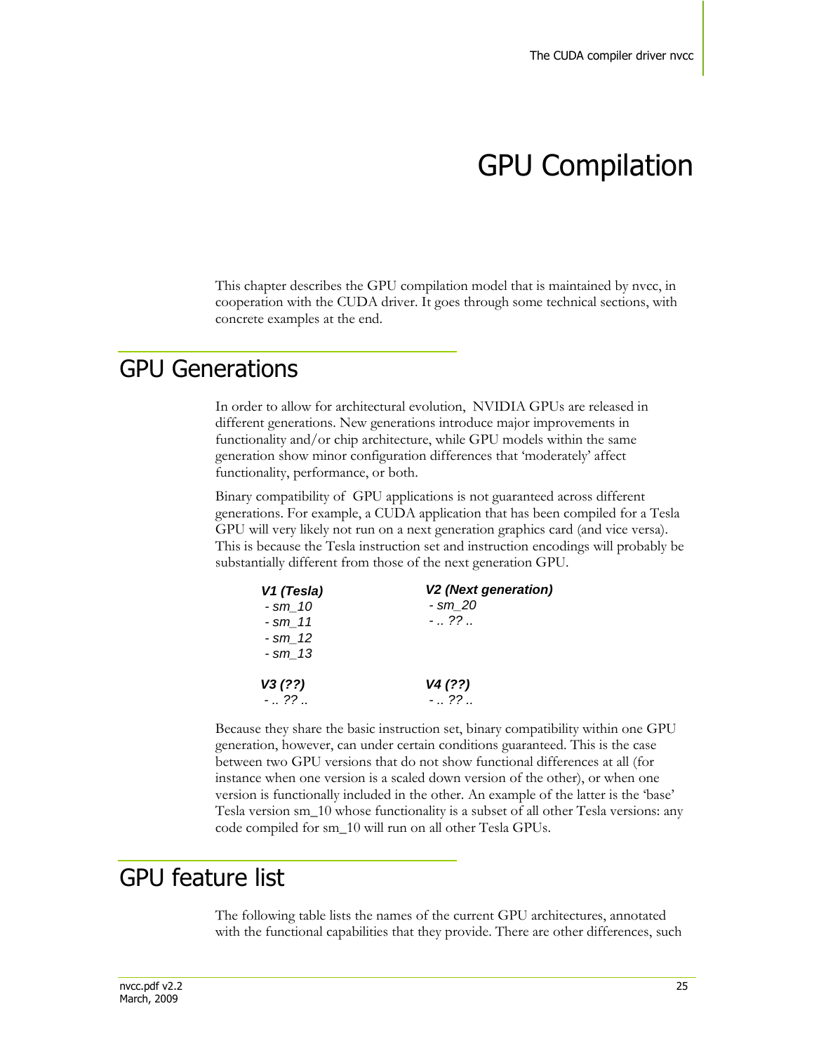# GPU Compilation

This chapter describes the GPU compilation model that is maintained by nvcc, in cooperation with the CUDA driver. It goes through some technical sections, with concrete examples at the end.

## GPU Generations

In order to allow for architectural evolution, NVIDIA GPUs are released in different generations. New generations introduce major improvements in functionality and/or chip architecture, while GPU models within the same generation show minor configuration differences that 'moderately' affect functionality, performance, or both.

Binary compatibility of GPU applications is not guaranteed across different generations. For example, a CUDA application that has been compiled for a Tesla GPU will very likely not run on a next generation graphics card (and vice versa). This is because the Tesla instruction set and instruction encodings will probably be substantially different from those of the next generation GPU.

| ***V1 (Tesla)*** | ***V2 (Next generation)*** |
|---|---|
| *- sm_10* | *- sm_20* |
| *- sm_11* | *- .. ?? ..* |
| *- sm_12* | |
| *- sm_13* | |
| ***V3 (??)*** | ***V4 (??)*** |
| *- .. ?? ..* | *- .. ?? ..* |

Because they share the basic instruction set, binary compatibility within one GPU generation, however, can under certain conditions guaranteed. This is the case between two GPU versions that do not show functional differences at all (for instance when one version is a scaled down version of the other), or when one version is functionally included in the other. An example of the latter is the 'base' Tesla version sm_10 whose functionality is a subset of all other Tesla versions: any code compiled for sm_10 will run on all other Tesla GPUs.

## GPU feature list

The following table lists the names of the current GPU architectures, annotated with the functional capabilities that they provide. There are other differences, such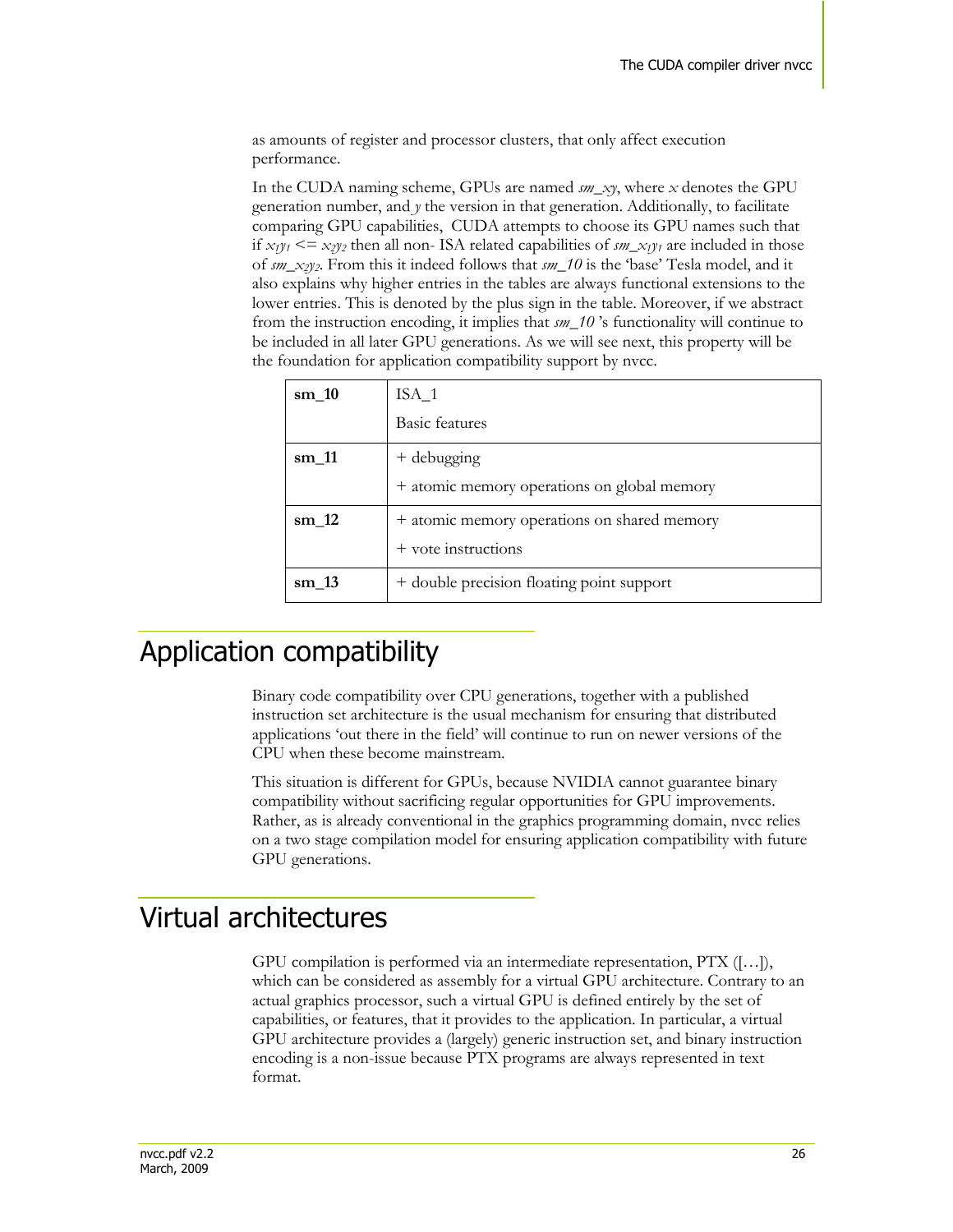as amounts of register and processor clusters, that only affect execution performance.

In the CUDA naming scheme, GPUs are named *sm_xy*, where *x* denotes the GPU generation number, and *y* the version in that generation. Additionally, to facilitate comparing GPU capabilities, CUDA attempts to choose its GPU names such that if $x_1y_1 <= x_2y_2$ then all non- ISA related capabilities of *sm_*$x_1y_1$ are included in those of *sm_*$x_2y_2$. From this it indeed follows that *sm_10* is the 'base' Tesla model, and it also explains why higher entries in the tables are always functional extensions to the lower entries. This is denoted by the plus sign in the table. Moreover, if we abstract from the instruction encoding, it implies that *sm_10* 's functionality will continue to be included in all later GPU generations. As we will see next, this property will be the foundation for application compatibility support by nvcc.

| | |
|---|---|
| **sm_10** | ISA_1<br>Basic features |
| **sm_11** | + debugging<br>+ atomic memory operations on global memory |
| **sm_12** | + atomic memory operations on shared memory<br>+ vote instructions |
| **sm_13** | + double precision floating point support |

# Application compatibility

Binary code compatibility over CPU generations, together with a published instruction set architecture is the usual mechanism for ensuring that distributed applications 'out there in the field' will continue to run on newer versions of the CPU when these become mainstream.

This situation is different for GPUs, because NVIDIA cannot guarantee binary compatibility without sacrificing regular opportunities for GPU improvements. Rather, as is already conventional in the graphics programming domain, nvcc relies on a two stage compilation model for ensuring application compatibility with future GPU generations.

# Virtual architectures

GPU compilation is performed via an intermediate representation, PTX ([…]), which can be considered as assembly for a virtual GPU architecture. Contrary to an actual graphics processor, such a virtual GPU is defined entirely by the set of capabilities, or features, that it provides to the application. In particular, a virtual GPU architecture provides a (largely) generic instruction set, and binary instruction encoding is a non-issue because PTX programs are always represented in text format.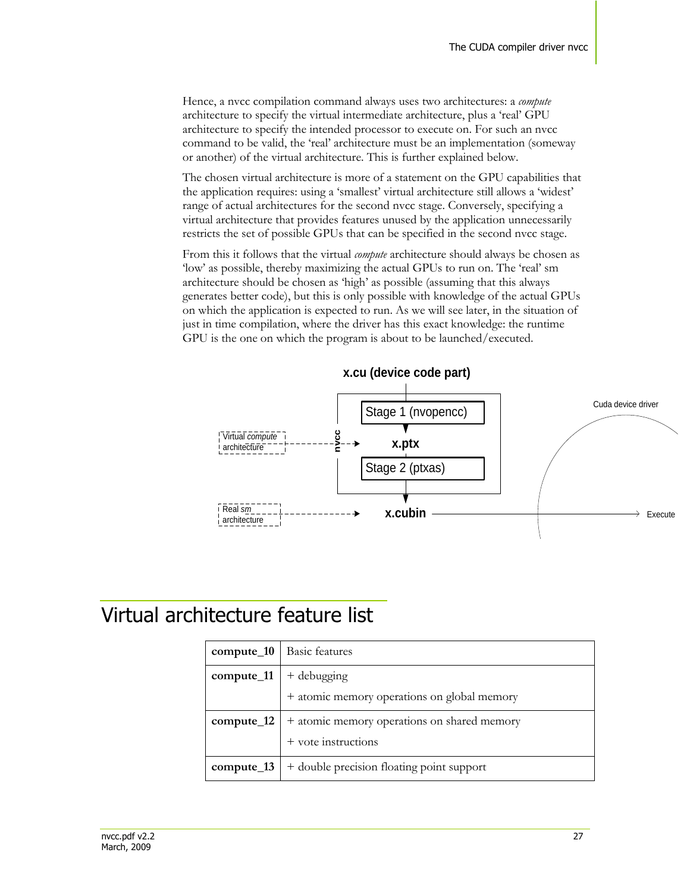Hence, a nvcc compilation command always uses two architectures: a *compute* architecture to specify the virtual intermediate architecture, plus a 'real' GPU architecture to specify the intended processor to execute on. For such an nvcc command to be valid, the 'real' architecture must be an implementation (someway or another) of the virtual architecture. This is further explained below.

The chosen virtual architecture is more of a statement on the GPU capabilities that the application requires: using a 'smallest' virtual architecture still allows a 'widest' range of actual architectures for the second nvcc stage. Conversely, specifying a virtual architecture that provides features unused by the application unnecessarily restricts the set of possible GPUs that can be specified in the second nvcc stage.

From this it follows that the virtual *compute* architecture should always be chosen as 'low' as possible, thereby maximizing the actual GPUs to run on. The 'real' sm architecture should be chosen as 'high' as possible (assuming that this always generates better code), but this is only possible with knowledge of the actual GPUs on which the application is expected to run. As we will see later, in the situation of just in time compilation, where the driver has this exact knowledge: the runtime GPU is the one on which the program is about to be launched/executed.

**x.cu (device code part)**

Stage 1 (nvopencc)

Virtual *compute* architecture → **x.ptx**

Stage 2 (ptxas)

Real *sm* architecture → **x.cubin** → Execute

nvcc

Cuda device driver

# Virtual architecture feature list

| | |
|---|---|
| **compute_10** | Basic features |
| **compute_11** | + debugging<br>+ atomic memory operations on global memory |
| **compute_12** | + atomic memory operations on shared memory<br>+ vote instructions |
| **compute_13** | + double precision floating point support |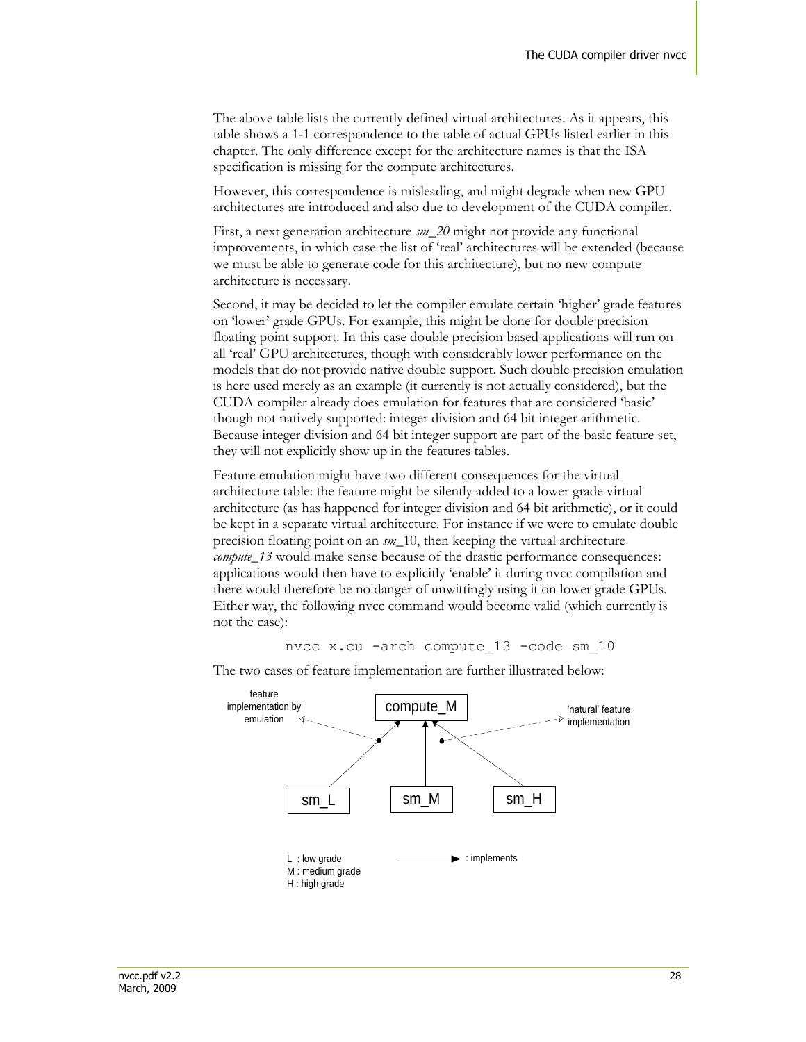The above table lists the currently defined virtual architectures. As it appears, this table shows a 1-1 correspondence to the table of actual GPUs listed earlier in this chapter. The only difference except for the architecture names is that the ISA specification is missing for the compute architectures.

However, this correspondence is misleading, and might degrade when new GPU architectures are introduced and also due to development of the CUDA compiler.

First, a next generation architecture *sm_20* might not provide any functional improvements, in which case the list of 'real' architectures will be extended (because we must be able to generate code for this architecture), but no new compute architecture is necessary.

Second, it may be decided to let the compiler emulate certain 'higher' grade features on 'lower' grade GPUs. For example, this might be done for double precision floating point support. In this case double precision based applications will run on all 'real' GPU architectures, though with considerably lower performance on the models that do not provide native double support. Such double precision emulation is here used merely as an example (it currently is not actually considered), but the CUDA compiler already does emulation for features that are considered 'basic' though not natively supported: integer division and 64 bit integer arithmetic. Because integer division and 64 bit integer support are part of the basic feature set, they will not explicitly show up in the features tables.

Feature emulation might have two different consequences for the virtual architecture table: the feature might be silently added to a lower grade virtual architecture (as has happened for integer division and 64 bit arithmetic), or it could be kept in a separate virtual architecture. For instance if we were to emulate double precision floating point on an *sm*_10, then keeping the virtual architecture *compute_13* would make sense because of the drastic performance consequences: applications would then have to explicitly 'enable' it during nvcc compilation and there would therefore be no danger of unwittingly using it on lower grade GPUs. Either way, the following nvcc command would become valid (which currently is not the case):

```
nvcc x.cu -arch=compute_13 -code=sm_10
```

The two cases of feature implementation are further illustrated below:

feature implementation by emulation — compute_M — 'natural' feature implementation

sm_L　sm_M　sm_H

L : low grade
M : medium grade
H : high grade

→ : implements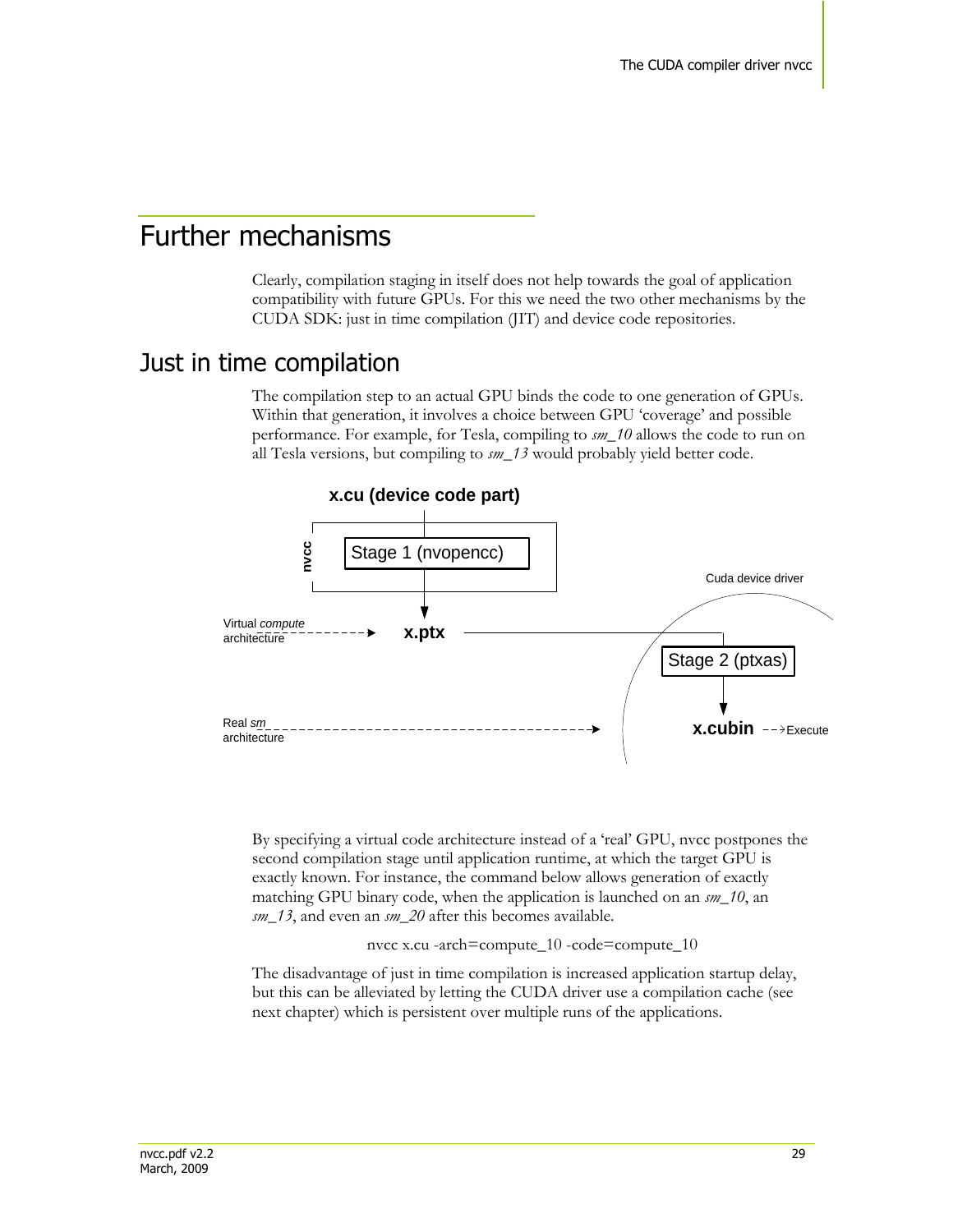# Further mechanisms

Clearly, compilation staging in itself does not help towards the goal of application compatibility with future GPUs. For this we need the two other mechanisms by the CUDA SDK: just in time compilation (JIT) and device code repositories.

## Just in time compilation

The compilation step to an actual GPU binds the code to one generation of GPUs. Within that generation, it involves a choice between GPU 'coverage' and possible performance. For example, for Tesla, compiling to *sm_10* allows the code to run on all Tesla versions, but compiling to *sm_13* would probably yield better code.

**x.cu (device code part)**

**nvcc**

Stage 1 (nvopencc)

Cuda device driver

Virtual *compute* architecture

**x.ptx**

Stage 2 (ptxas)

Real *sm* architecture

**x.cubin** Execute

By specifying a virtual code architecture instead of a 'real' GPU, nvcc postpones the second compilation stage until application runtime, at which the target GPU is exactly known. For instance, the command below allows generation of exactly matching GPU binary code, when the application is launched on an *sm_10*, an *sm_13*, and even an *sm_20* after this becomes available.

```
nvcc x.cu -arch=compute_10 -code=compute_10
```

The disadvantage of just in time compilation is increased application startup delay, but this can be alleviated by letting the CUDA driver use a compilation cache (see next chapter) which is persistent over multiple runs of the applications.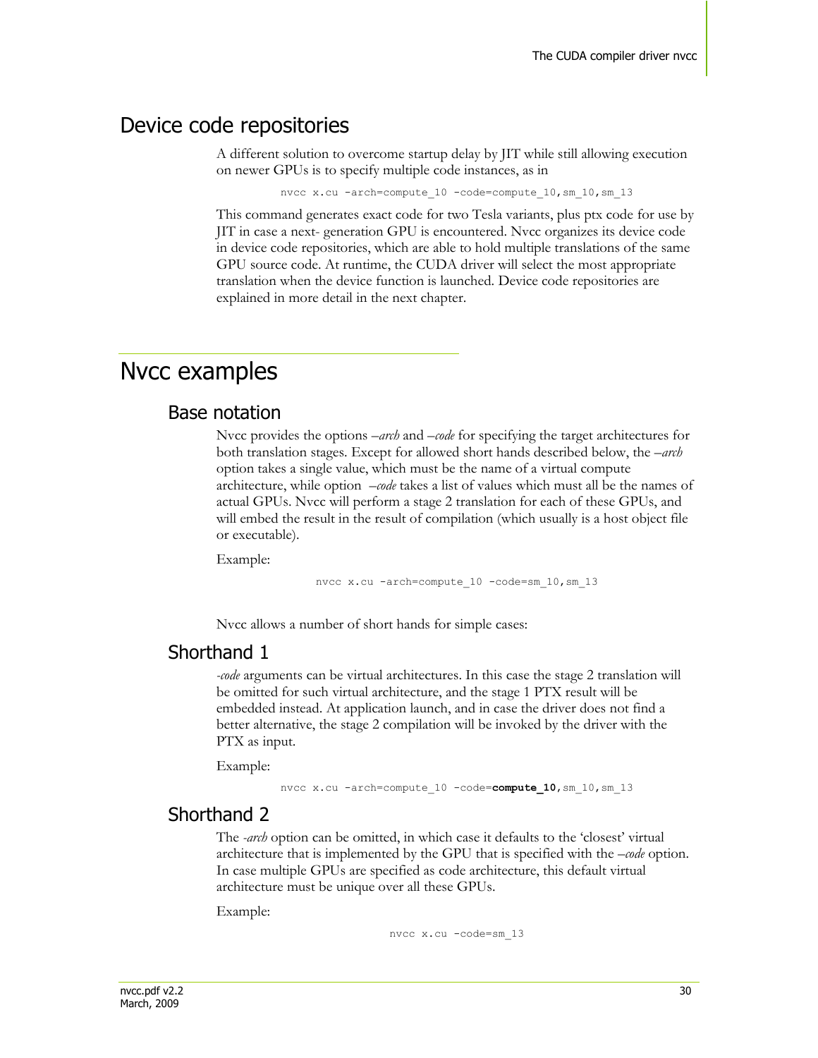## Device code repositories

A different solution to overcome startup delay by JIT while still allowing execution on newer GPUs is to specify multiple code instances, as in

```
nvcc x.cu -arch=compute_10 -code=compute_10,sm_10,sm_13
```

This command generates exact code for two Tesla variants, plus ptx code for use by JIT in case a next- generation GPU is encountered. Nvcc organizes its device code in device code repositories, which are able to hold multiple translations of the same GPU source code. At runtime, the CUDA driver will select the most appropriate translation when the device function is launched. Device code repositories are explained in more detail in the next chapter.

# Nvcc examples

## Base notation

Nvcc provides the options *–arch* and *–code* for specifying the target architectures for both translation stages. Except for allowed short hands described below, the *–arch* option takes a single value, which must be the name of a virtual compute architecture, while option *–code* takes a list of values which must all be the names of actual GPUs. Nvcc will perform a stage 2 translation for each of these GPUs, and will embed the result in the result of compilation (which usually is a host object file or executable).

Example:

```
nvcc x.cu -arch=compute_10 -code=sm_10,sm_13
```

Nvcc allows a number of short hands for simple cases:

## Shorthand 1

*-code* arguments can be virtual architectures. In this case the stage 2 translation will be omitted for such virtual architecture, and the stage 1 PTX result will be embedded instead. At application launch, and in case the driver does not find a better alternative, the stage 2 compilation will be invoked by the driver with the PTX as input.

Example:

```
nvcc x.cu -arch=compute_10 -code=compute_10,sm_10,sm_13
```

## Shorthand 2

The *-arch* option can be omitted, in which case it defaults to the 'closest' virtual architecture that is implemented by the GPU that is specified with the *–code* option. In case multiple GPUs are specified as code architecture, this default virtual architecture must be unique over all these GPUs.

Example:

```
nvcc x.cu -code=sm_13
```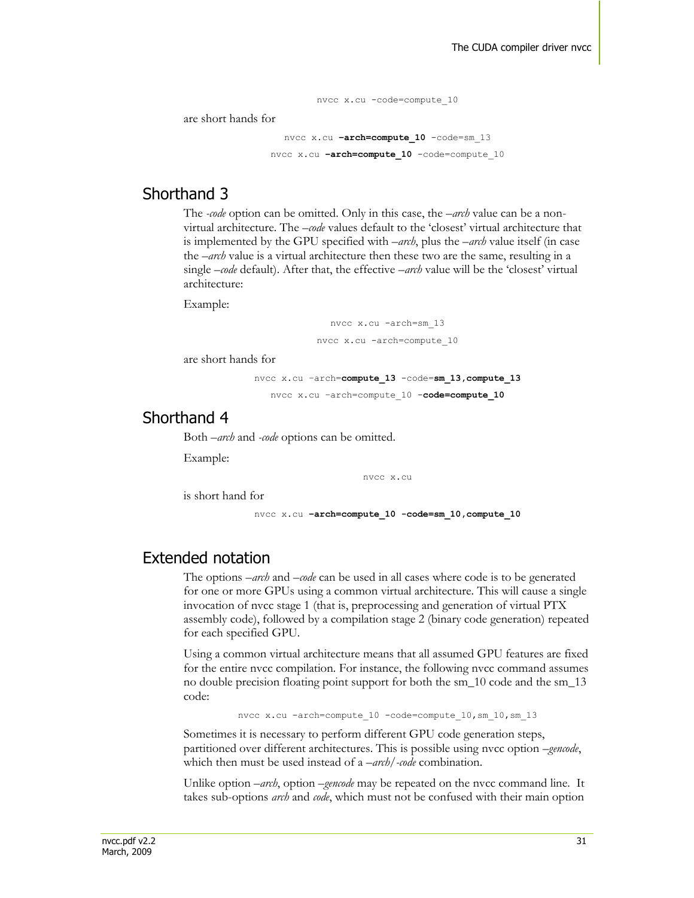```
nvcc x.cu -code=compute_10
```

are short hands for

```
nvcc x.cu -arch=compute_10 -code=sm_13
nvcc x.cu -arch=compute_10 -code=compute_10
```

## Shorthand 3

The *-code* option can be omitted. Only in this case, the *–arch* value can be a non-virtual architecture. The *–code* values default to the 'closest' virtual architecture that is implemented by the GPU specified with *–arch*, plus the *–arch* value itself (in case the *–arch* value is a virtual architecture then these two are the same, resulting in a single *–code* default). After that, the effective *–arch* value will be the 'closest' virtual architecture:

Example:

```
nvcc x.cu -arch=sm_13
nvcc x.cu -arch=compute_10
```

are short hands for

```
nvcc x.cu -arch=compute_13 -code=sm_13,compute_13
nvcc x.cu -arch=compute_10 -code=compute_10
```

## Shorthand 4

Both *–arch* and *-code* options can be omitted.

Example:

```
nvcc x.cu
```

is short hand for

```
nvcc x.cu -arch=compute_10 -code=sm_10,compute_10
```

## Extended notation

The options *–arch* and *–code* can be used in all cases where code is to be generated for one or more GPUs using a common virtual architecture. This will cause a single invocation of nvcc stage 1 (that is, preprocessing and generation of virtual PTX assembly code), followed by a compilation stage 2 (binary code generation) repeated for each specified GPU.

Using a common virtual architecture means that all assumed GPU features are fixed for the entire nvcc compilation. For instance, the following nvcc command assumes no double precision floating point support for both the sm_10 code and the sm_13 code:

```
nvcc x.cu -arch=compute_10 -code=compute_10,sm_10,sm_13
```

Sometimes it is necessary to perform different GPU code generation steps, partitioned over different architectures. This is possible using nvcc option *–gencode*, which then must be used instead of a *–arch/-code* combination.

Unlike option *–arch*, option *–gencode* may be repeated on the nvcc command line. It takes sub-options *arch* and *code*, which must not be confused with their main option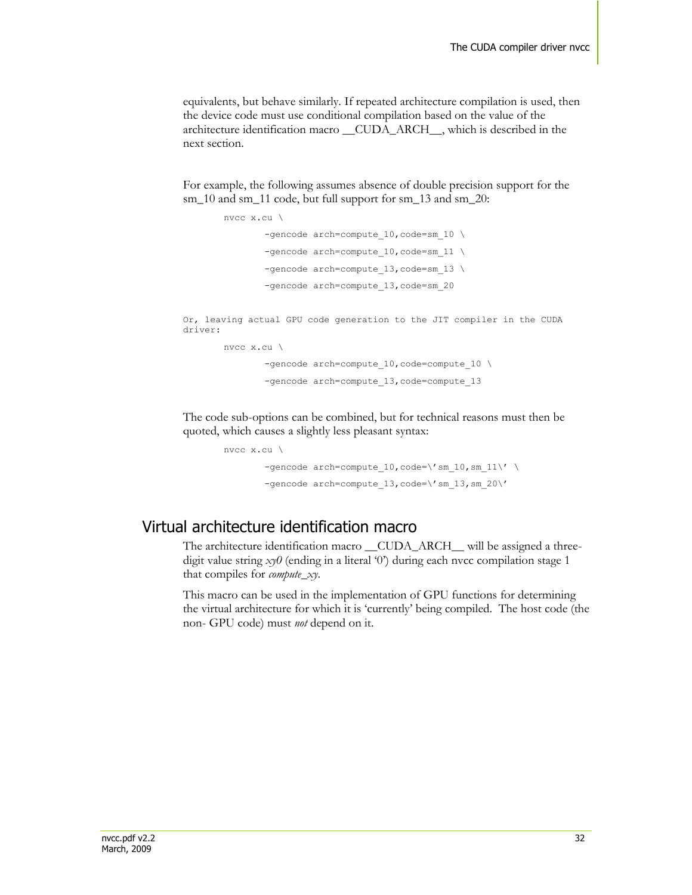equivalents, but behave similarly. If repeated architecture compilation is used, then the device code must use conditional compilation based on the value of the architecture identification macro __CUDA_ARCH__, which is described in the next section.

For example, the following assumes absence of double precision support for the sm_10 and sm_11 code, but full support for sm_13 and sm_20:

```
nvcc x.cu \
        -gencode arch=compute_10,code=sm_10 \
        -gencode arch=compute_10,code=sm_11 \
        -gencode arch=compute_13,code=sm_13 \
        -gencode arch=compute_13,code=sm_20
```

Or, leaving actual GPU code generation to the JIT compiler in the CUDA driver:

```
nvcc x.cu \
        -gencode arch=compute_10,code=compute_10 \
        -gencode arch=compute_13,code=compute_13
```

The code sub-options can be combined, but for technical reasons must then be quoted, which causes a slightly less pleasant syntax:

```
nvcc x.cu \
        -gencode arch=compute_10,code=\'sm_10,sm_11\' \
        -gencode arch=compute_13,code=\'sm_13,sm_20\'
```

## Virtual architecture identification macro

The architecture identification macro __CUDA_ARCH__ will be assigned a three-digit value string *xy0* (ending in a literal '0') during each nvcc compilation stage 1 that compiles for *compute_xy*.

This macro can be used in the implementation of GPU functions for determining the virtual architecture for which it is 'currently' being compiled. The host code (the non- GPU code) must *not* depend on it.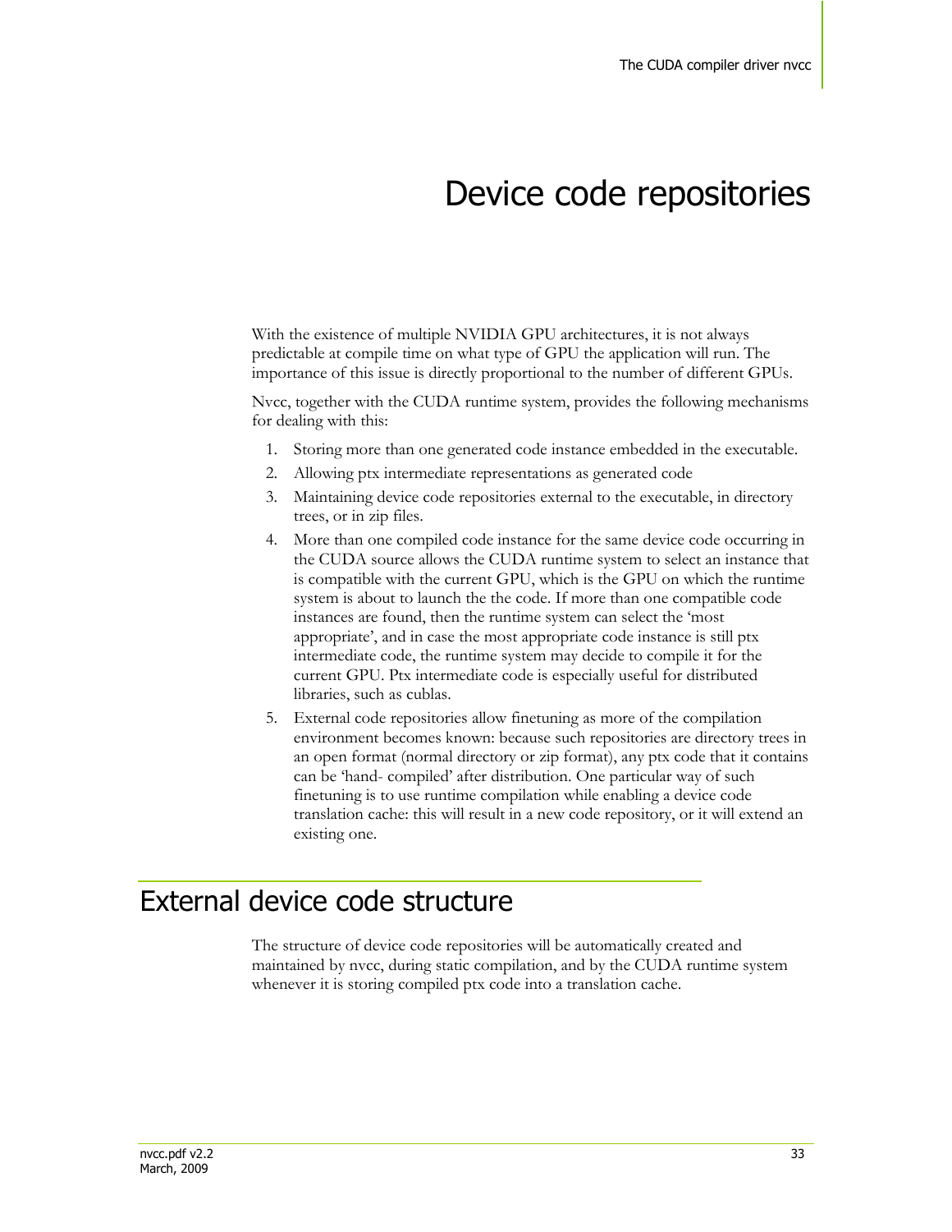# Device code repositories

With the existence of multiple NVIDIA GPU architectures, it is not always predictable at compile time on what type of GPU the application will run. The importance of this issue is directly proportional to the number of different GPUs.

Nvcc, together with the CUDA runtime system, provides the following mechanisms for dealing with this:

1. Storing more than one generated code instance embedded in the executable.
2. Allowing ptx intermediate representations as generated code
3. Maintaining device code repositories external to the executable, in directory trees, or in zip files.
4. More than one compiled code instance for the same device code occurring in the CUDA source allows the CUDA runtime system to select an instance that is compatible with the current GPU, which is the GPU on which the runtime system is about to launch the the code. If more than one compatible code instances are found, then the runtime system can select the 'most appropriate', and in case the most appropriate code instance is still ptx intermediate code, the runtime system may decide to compile it for the current GPU. Ptx intermediate code is especially useful for distributed libraries, such as cublas.
5. External code repositories allow finetuning as more of the compilation environment becomes known: because such repositories are directory trees in an open format (normal directory or zip format), any ptx code that it contains can be 'hand- compiled' after distribution. One particular way of such finetuning is to use runtime compilation while enabling a device code translation cache: this will result in a new code repository, or it will extend an existing one.

## External device code structure

The structure of device code repositories will be automatically created and maintained by nvcc, during static compilation, and by the CUDA runtime system whenever it is storing compiled ptx code into a translation cache.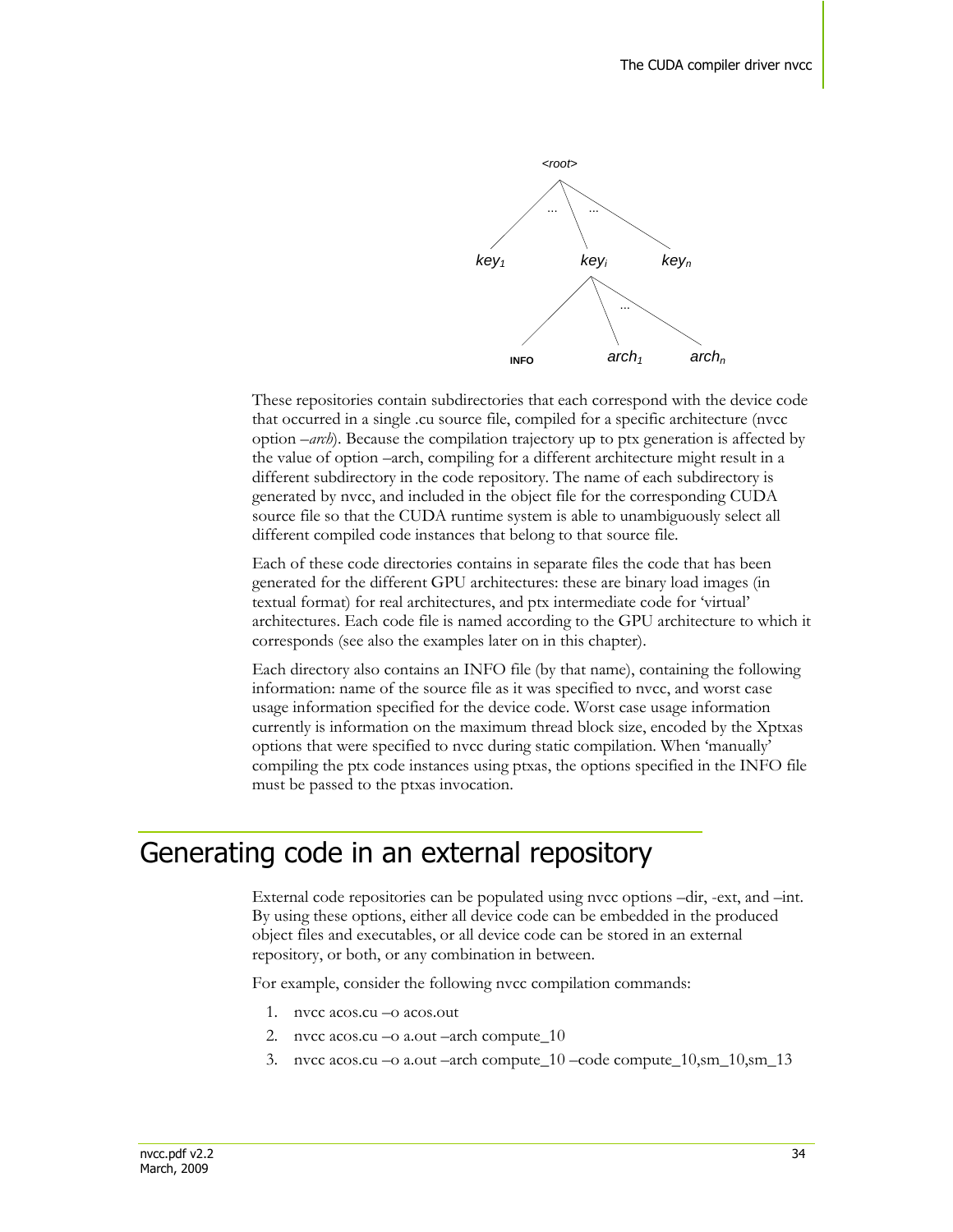These repositories contain subdirectories that each correspond with the device code that occurred in a single .cu source file, compiled for a specific architecture (nvcc option –*arch*). Because the compilation trajectory up to ptx generation is affected by the value of option –arch, compiling for a different architecture might result in a different subdirectory in the code repository. The name of each subdirectory is generated by nvcc, and included in the object file for the corresponding CUDA source file so that the CUDA runtime system is able to unambiguously select all different compiled code instances that belong to that source file.

Each of these code directories contains in separate files the code that has been generated for the different GPU architectures: these are binary load images (in textual format) for real architectures, and ptx intermediate code for 'virtual' architectures. Each code file is named according to the GPU architecture to which it corresponds (see also the examples later on in this chapter).

Each directory also contains an INFO file (by that name), containing the following information: name of the source file as it was specified to nvcc, and worst case usage information specified for the device code. Worst case usage information currently is information on the maximum thread block size, encoded by the Xptxas options that were specified to nvcc during static compilation. When 'manually' compiling the ptx code instances using ptxas, the options specified in the INFO file must be passed to the ptxas invocation.

# Generating code in an external repository

External code repositories can be populated using nvcc options –dir, -ext, and –int. By using these options, either all device code can be embedded in the produced object files and executables, or all device code can be stored in an external repository, or both, or any combination in between.

For example, consider the following nvcc compilation commands:

1. nvcc acos.cu –o acos.out
2. nvcc acos.cu –o a.out –arch compute_10
3. nvcc acos.cu –o a.out –arch compute_10 –code compute_10,sm_10,sm_13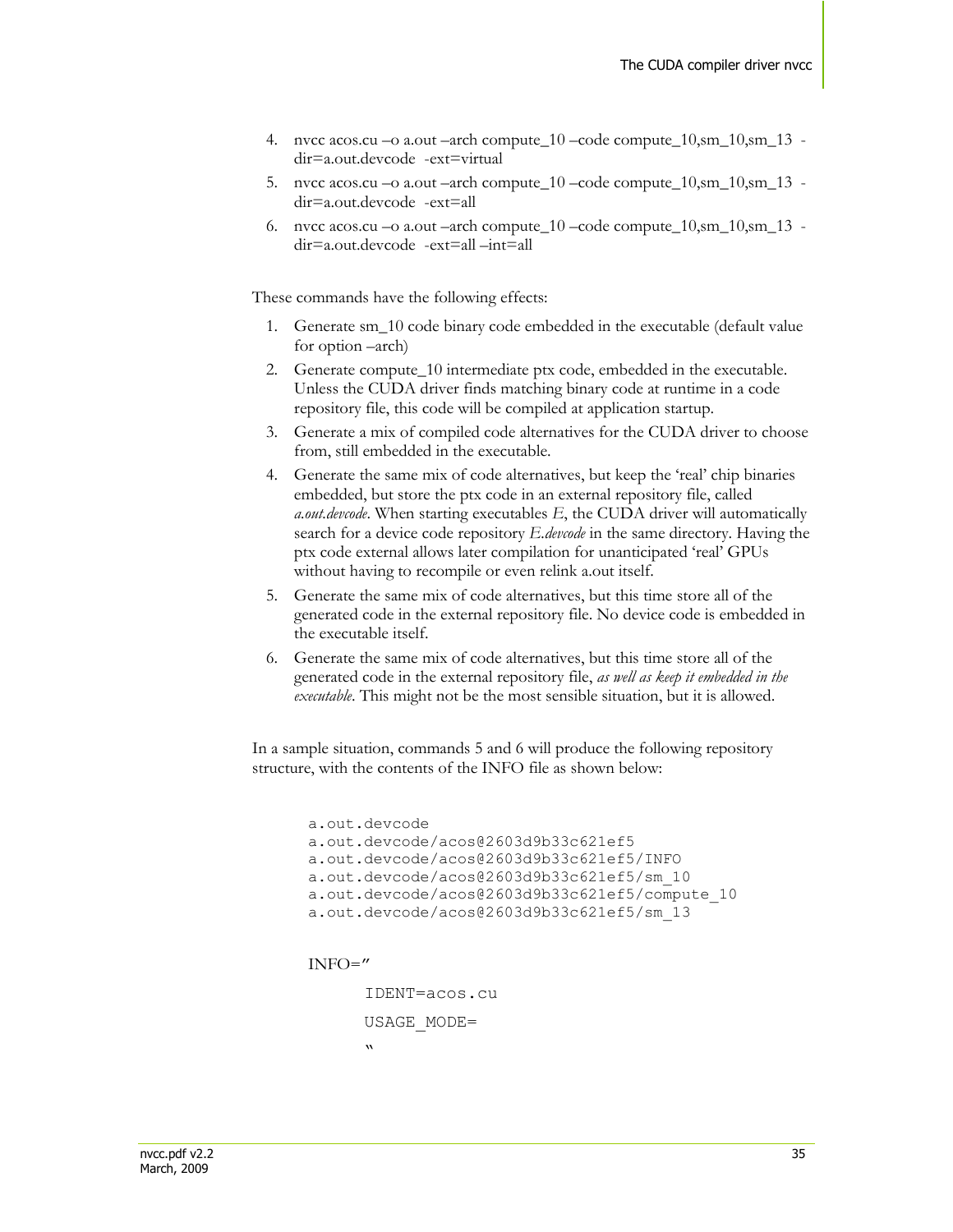4. nvcc acos.cu –o a.out –arch compute_10 –code compute_10,sm_10,sm_13 -dir=a.out.devcode -ext=virtual
5. nvcc acos.cu –o a.out –arch compute_10 –code compute_10,sm_10,sm_13 -dir=a.out.devcode -ext=all
6. nvcc acos.cu –o a.out –arch compute_10 –code compute_10,sm_10,sm_13 -dir=a.out.devcode -ext=all –int=all

These commands have the following effects:

1. Generate sm_10 code binary code embedded in the executable (default value for option –arch)
2. Generate compute_10 intermediate ptx code, embedded in the executable. Unless the CUDA driver finds matching binary code at runtime in a code repository file, this code will be compiled at application startup.
3. Generate a mix of compiled code alternatives for the CUDA driver to choose from, still embedded in the executable.
4. Generate the same mix of code alternatives, but keep the 'real' chip binaries embedded, but store the ptx code in an external repository file, called *a.out.devcode*. When starting executables *E*, the CUDA driver will automatically search for a device code repository *E.devcode* in the same directory. Having the ptx code external allows later compilation for unanticipated 'real' GPUs without having to recompile or even relink a.out itself.
5. Generate the same mix of code alternatives, but this time store all of the generated code in the external repository file. No device code is embedded in the executable itself.
6. Generate the same mix of code alternatives, but this time store all of the generated code in the external repository file, *as well as keep it embedded in the executable*. This might not be the most sensible situation, but it is allowed.

In a sample situation, commands 5 and 6 will produce the following repository structure, with the contents of the INFO file as shown below:

```
a.out.devcode
a.out.devcode/acos@2603d9b33c621ef5
a.out.devcode/acos@2603d9b33c621ef5/INFO
a.out.devcode/acos@2603d9b33c621ef5/sm_10
a.out.devcode/acos@2603d9b33c621ef5/compute_10
a.out.devcode/acos@2603d9b33c621ef5/sm_13
```

```
INFO="
      IDENT=acos.cu
      USAGE_MODE=
      "
```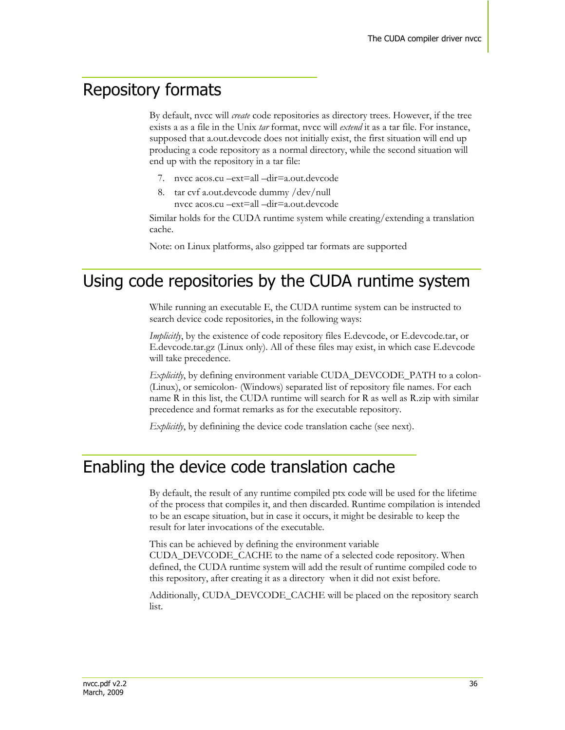# Repository formats

By default, nvcc will *create* code repositories as directory trees. However, if the tree exists a as a file in the Unix *tar* format, nvcc will *extend* it as a tar file. For instance, supposed that a.out.devcode does not initially exist, the first situation will end up producing a code repository as a normal directory, while the second situation will end up with the repository in a tar file:

7. nvcc acos.cu –ext=all –dir=a.out.devcode
8. tar cvf a.out.devcode dummy /dev/null
   nvcc acos.cu –ext=all –dir=a.out.devcode

Similar holds for the CUDA runtime system while creating/extending a translation cache.

Note: on Linux platforms, also gzipped tar formats are supported

# Using code repositories by the CUDA runtime system

While running an executable E, the CUDA runtime system can be instructed to search device code repositories, in the following ways:

*Implicitly*, by the existence of code repository files E.devcode, or E.devcode.tar, or E.devcode.tar.gz (Linux only). All of these files may exist, in which case E.devcode will take precedence.

*Explicitly*, by defining environment variable CUDA_DEVCODE_PATH to a colon- (Linux), or semicolon- (Windows) separated list of repository file names. For each name R in this list, the CUDA runtime will search for R as well as R.zip with similar precedence and format remarks as for the executable repository.

*Explicitly*, by definining the device code translation cache (see next).

# Enabling the device code translation cache

By default, the result of any runtime compiled ptx code will be used for the lifetime of the process that compiles it, and then discarded. Runtime compilation is intended to be an escape situation, but in case it occurs, it might be desirable to keep the result for later invocations of the executable.

This can be achieved by defining the environment variable CUDA_DEVCODE_CACHE to the name of a selected code repository. When defined, the CUDA runtime system will add the result of runtime compiled code to this repository, after creating it as a directory when it did not exist before.

Additionally, CUDA_DEVCODE_CACHE will be placed on the repository search list.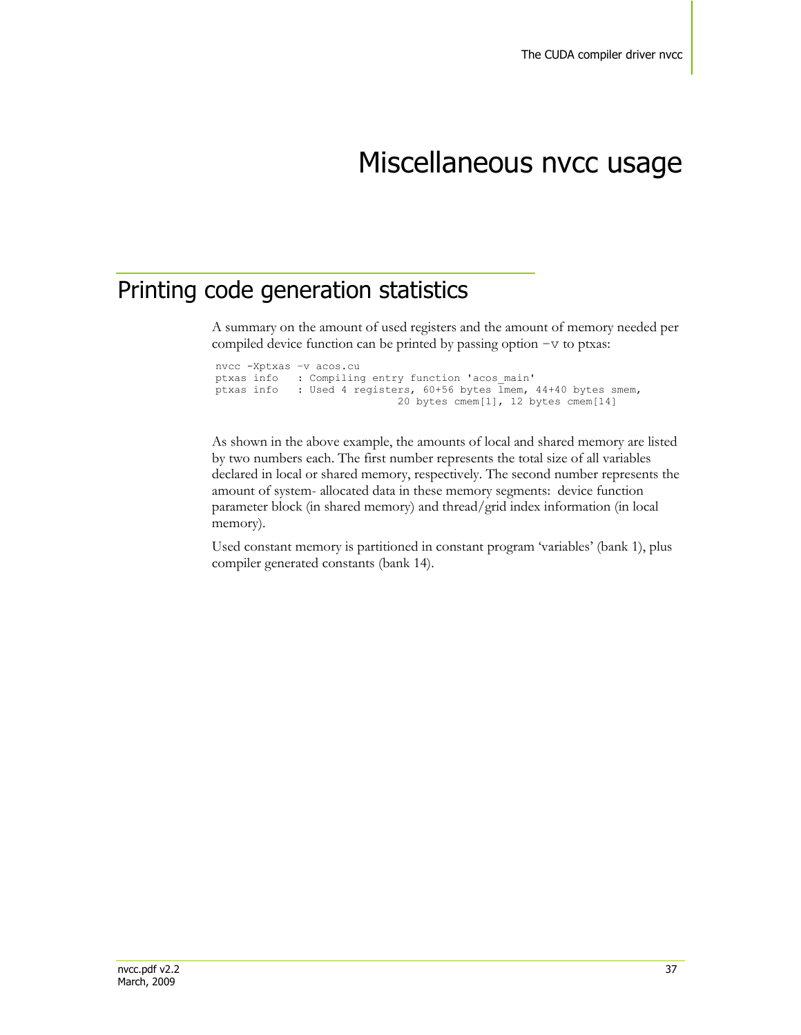# Miscellaneous nvcc usage

## Printing code generation statistics

A summary on the amount of used registers and the amount of memory needed per compiled device function can be printed by passing option `-v` to ptxas:

```
nvcc -Xptxas -v acos.cu
ptxas info    : Compiling entry function 'acos_main'
ptxas info    : Used 4 registers, 60+56 bytes lmem, 44+40 bytes smem,
                             20 bytes cmem[1], 12 bytes cmem[14]
```

As shown in the above example, the amounts of local and shared memory are listed by two numbers each. The first number represents the total size of all variables declared in local or shared memory, respectively. The second number represents the amount of system- allocated data in these memory segments: device function parameter block (in shared memory) and thread/grid index information (in local memory).

Used constant memory is partitioned in constant program 'variables' (bank 1), plus compiler generated constants (bank 14).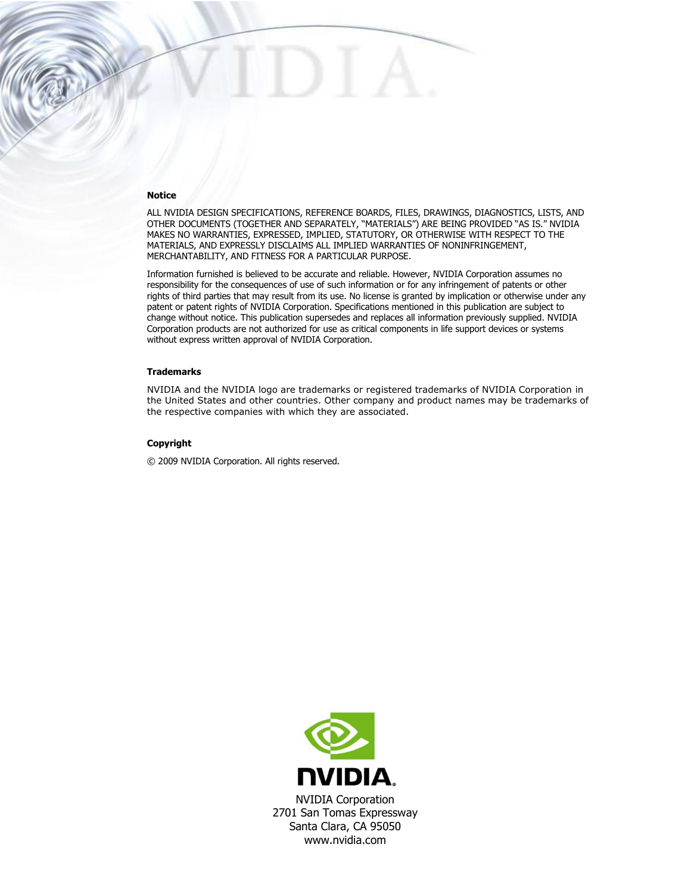**Notice**

ALL NVIDIA DESIGN SPECIFICATIONS, REFERENCE BOARDS, FILES, DRAWINGS, DIAGNOSTICS, LISTS, AND OTHER DOCUMENTS (TOGETHER AND SEPARATELY, “MATERIALS”) ARE BEING PROVIDED “AS IS.” NVIDIA MAKES NO WARRANTIES, EXPRESSED, IMPLIED, STATUTORY, OR OTHERWISE WITH RESPECT TO THE MATERIALS, AND EXPRESSLY DISCLAIMS ALL IMPLIED WARRANTIES OF NONINFRINGEMENT, MERCHANTABILITY, AND FITNESS FOR A PARTICULAR PURPOSE.

Information furnished is believed to be accurate and reliable. However, NVIDIA Corporation assumes no responsibility for the consequences of use of such information or for any infringement of patents or other rights of third parties that may result from its use. No license is granted by implication or otherwise under any patent or patent rights of NVIDIA Corporation. Specifications mentioned in this publication are subject to change without notice. This publication supersedes and replaces all information previously supplied. NVIDIA Corporation products are not authorized for use as critical components in life support devices or systems without express written approval of NVIDIA Corporation.

**Trademarks**

NVIDIA and the NVIDIA logo are trademarks or registered trademarks of NVIDIA Corporation in the United States and other countries. Other company and product names may be trademarks of the respective companies with which they are associated.

**Copyright**

© 2009 NVIDIA Corporation. All rights reserved.

NVIDIA Corporation
2701 San Tomas Expressway
Santa Clara, CA 95050
www.nvidia.com